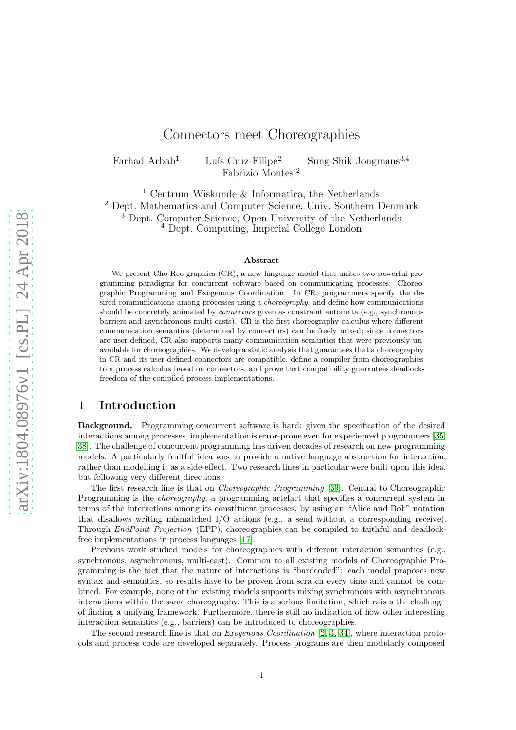# Connectors meet Choreographies

Farhad Arbab[1] Luís Cruz-Filipe[2] Sung-Shik Jongmans[3,4]
Fabrizio Montesi[2]

[1] Centrum Wiskunde & Informatica, the Netherlands
[2] Dept. Mathematics and Computer Science, Univ. Southern Denmark
[3] Dept. Computer Science, Open University of the Netherlands
[4] Dept. Computing, Imperial College London

### Abstract

We present Cho-Reo-graphies (CR), a new language model that unites two powerful programming paradigms for concurrent software based on communicating processes: Choreographic Programming and Exogenous Coordination. In CR, programmers specify the desired communications among processes using a *choreography*, and define how communications should be concretely animated by *connectors* given as constraint automata (e.g., synchronous barriers and asynchronous multi-casts). CR is the first choreography calculus where different communication semantics (determined by connectors) can be freely mixed; since connectors are user-defined, CR also supports many communication semantics that were previously unavailable for choreographies. We develop a static analysis that guarantees that a choreography in CR and its user-defined connectors are compatible, define a compiler from choreographies to a process calculus based on connectors, and prove that compatibility guarantees deadlock-freedom of the compiled process implementations.

## 1 Introduction

**Background.** Programming concurrent software is hard: given the specification of the desired interactions among processes, implementation is error-prone even for experienced programmers [35, 38]. The challenge of concurrent programming has driven decades of research on new programming models. A particularly fruitful idea was to provide a native language abstraction for interaction, rather than modelling it as a side-effect. Two research lines in particular were built upon this idea, but following very different directions.

The first research line is that on *Choreographic Programming* [39]. Central to Choreographic Programming is the *choreography*, a programming artefact that specifies a concurrent system in terms of the interactions among its constituent processes, by using an "Alice and Bob" notation that disallows writing mismatched I/O actions (e.g., a send without a corresponding receive). Through *EndPoint Projection* (EPP), choreographies can be compiled to faithful and deadlock-free implementations in process languages [17].

Previous work studied models for choreographies with different interaction semantics (e.g., synchronous, asynchronous, multi-cast). Common to all existing models of Choreographic Programming is the fact that the nature of interactions is "hardcoded": each model proposes new syntax and semantics, so results have to be proven from scratch every time and cannot be combined. For example, none of the existing models supports mixing synchronous with asynchronous interactions within the same choreography. This is a serious limitation, which raises the challenge of finding a unifying framework. Furthermore, there is still no indication of how other interesting interaction semantics (e.g., barriers) can be introduced to choreographies.

The second research line is that on *Exogenous Coordination* [2, 3, 34], where interaction protocols and process code are developed separately. Process programs are then modularly composed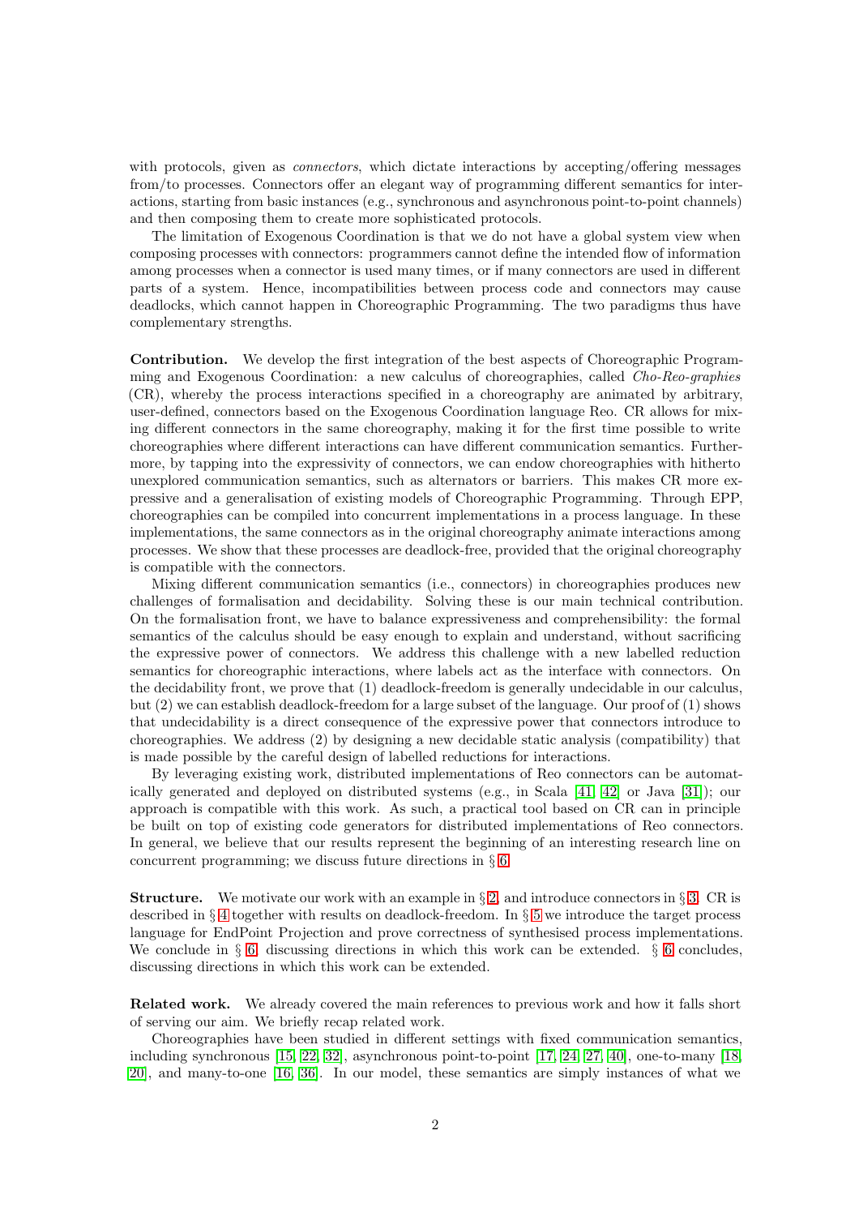with protocols, given as *connectors*, which dictate interactions by accepting/offering messages from/to processes. Connectors offer an elegant way of programming different semantics for interactions, starting from basic instances (e.g., synchronous and asynchronous point-to-point channels) and then composing them to create more sophisticated protocols.

The limitation of Exogenous Coordination is that we do not have a global system view when composing processes with connectors: programmers cannot define the intended flow of information among processes when a connector is used many times, or if many connectors are used in different parts of a system. Hence, incompatibilities between process code and connectors may cause deadlocks, which cannot happen in Choreographic Programming. The two paradigms thus have complementary strengths.

**Contribution.** We develop the first integration of the best aspects of Choreographic Programming and Exogenous Coordination: a new calculus of choreographies, called *Cho-Reo-graphies* (CR), whereby the process interactions specified in a choreography are animated by arbitrary, user-defined, connectors based on the Exogenous Coordination language Reo. CR allows for mixing different connectors in the same choreography, making it for the first time possible to write choreographies where different interactions can have different communication semantics. Furthermore, by tapping into the expressivity of connectors, we can endow choreographies with hitherto unexplored communication semantics, such as alternators or barriers. This makes CR more expressive and a generalisation of existing models of Choreographic Programming. Through EPP, choreographies can be compiled into concurrent implementations in a process language. In these implementations, the same connectors as in the original choreography animate interactions among processes. We show that these processes are deadlock-free, provided that the original choreography is compatible with the connectors.

Mixing different communication semantics (i.e., connectors) in choreographies produces new challenges of formalisation and decidability. Solving these is our main technical contribution. On the formalisation front, we have to balance expressiveness and comprehensibility: the formal semantics of the calculus should be easy enough to explain and understand, without sacrificing the expressive power of connectors. We address this challenge with a new labelled reduction semantics for choreographic interactions, where labels act as the interface with connectors. On the decidability front, we prove that (1) deadlock-freedom is generally undecidable in our calculus, but (2) we can establish deadlock-freedom for a large subset of the language. Our proof of (1) shows that undecidability is a direct consequence of the expressive power that connectors introduce to choreographies. We address (2) by designing a new decidable static analysis (compatibility) that is made possible by the careful design of labelled reductions for interactions.

By leveraging existing work, distributed implementations of Reo connectors can be automatically generated and deployed on distributed systems (e.g., in Scala [41, 42] or Java [31]); our approach is compatible with this work. As such, a practical tool based on CR can in principle be built on top of existing code generators for distributed implementations of Reo connectors. In general, we believe that our results represent the beginning of an interesting research line on concurrent programming; we discuss future directions in § 6.

**Structure.** We motivate our work with an example in § 2, and introduce connectors in § 3. CR is described in § 4 together with results on deadlock-freedom. In § 5 we introduce the target process language for EndPoint Projection and prove correctness of synthesised process implementations. We conclude in § 6, discussing directions in which this work can be extended. § 6 concludes, discussing directions in which this work can be extended.

**Related work.** We already covered the main references to previous work and how it falls short of serving our aim. We briefly recap related work.

Choreographies have been studied in different settings with fixed communication semantics, including synchronous [15, 22, 32], asynchronous point-to-point [17, 24, 27, 40], one-to-many [18, 20], and many-to-one [16, 36]. In our model, these semantics are simply instances of what we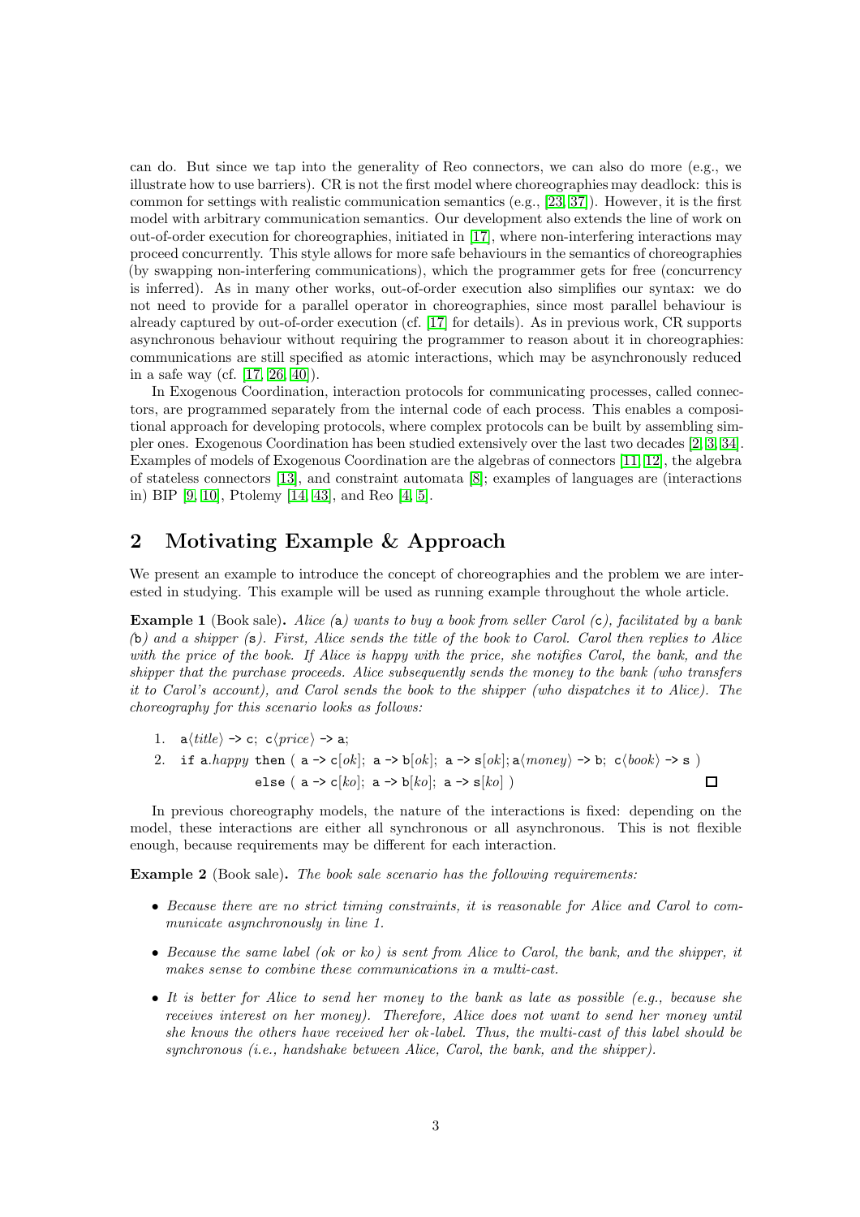can do. But since we tap into the generality of Reo connectors, we can also do more (e.g., we illustrate how to use barriers). CR is not the first model where choreographies may deadlock: this is common for settings with realistic communication semantics (e.g., [23, 37]). However, it is the first model with arbitrary communication semantics. Our development also extends the line of work on out-of-order execution for choreographies, initiated in [17], where non-interfering interactions may proceed concurrently. This style allows for more safe behaviours in the semantics of choreographies (by swapping non-interfering communications), which the programmer gets for free (concurrency is inferred). As in many other works, out-of-order execution also simplifies our syntax: we do not need to provide for a parallel operator in choreographies, since most parallel behaviour is already captured by out-of-order execution (cf. [17] for details). As in previous work, CR supports asynchronous behaviour without requiring the programmer to reason about it in choreographies: communications are still specified as atomic interactions, which may be asynchronously reduced in a safe way (cf. [17, 26, 40]).

In Exogenous Coordination, interaction protocols for communicating processes, called connectors, are programmed separately from the internal code of each process. This enables a compositional approach for developing protocols, where complex protocols can be built by assembling simpler ones. Exogenous Coordination has been studied extensively over the last two decades [2, 3, 34]. Examples of models of Exogenous Coordination are the algebras of connectors [11, 12], the algebra of stateless connectors [13], and constraint automata [8]; examples of languages are (interactions in) BIP [9, 10], Ptolemy [14, 43], and Reo [4, 5].

## 2 Motivating Example & Approach

We present an example to introduce the concept of choreographies and the problem we are interested in studying. This example will be used as running example throughout the whole article.

**Example 1** (Book sale)**.** *Alice (*a*) wants to buy a book from seller Carol (*c*), facilitated by a bank (*b*) and a shipper (*s*). First, Alice sends the title of the book to Carol. Carol then replies to Alice with the price of the book. If Alice is happy with the price, she notifies Carol, the bank, and the shipper that the purchase proceeds. Alice subsequently sends the money to the bank (who transfers it to Carol's account), and Carol sends the book to the shipper (who dispatches it to Alice). The choreography for this scenario looks as follows:*

1. $\mathtt{a}\langle \mathit{title}\rangle$ `->` $\mathtt{c}$; $\mathtt{c}\langle \mathit{price}\rangle$ `->` $\mathtt{a}$;
2. `if` $\mathtt{a}.\mathit{happy}$ `then` ( `a -> c`$[\mathit{ok}]$; `a -> b`$[\mathit{ok}]$; `a -> s`$[\mathit{ok}]$; $\mathtt{a}\langle \mathit{money}\rangle$ `->` $\mathtt{b}$; $\mathtt{c}\langle \mathit{book}\rangle$ `->` $\mathtt{s}$ )
   `else` ( `a -> c`$[\mathit{ko}]$; `a -> b`$[\mathit{ko}]$; `a -> s`$[\mathit{ko}]$ ) □

In previous choreography models, the nature of the interactions is fixed: depending on the model, these interactions are either all synchronous or all asynchronous. This is not flexible enough, because requirements may be different for each interaction.

**Example 2** (Book sale)**.** *The book sale scenario has the following requirements:*

- *Because there are no strict timing constraints, it is reasonable for Alice and Carol to communicate asynchronously in line 1.*
- *Because the same label (ok or ko) is sent from Alice to Carol, the bank, and the shipper, it makes sense to combine these communications in a multi-cast.*
- *It is better for Alice to send her money to the bank as late as possible (e.g., because she receives interest on her money). Therefore, Alice does not want to send her money until she knows the others have received her ok-label. Thus, the multi-cast of this label should be synchronous (i.e., handshake between Alice, Carol, the bank, and the shipper).*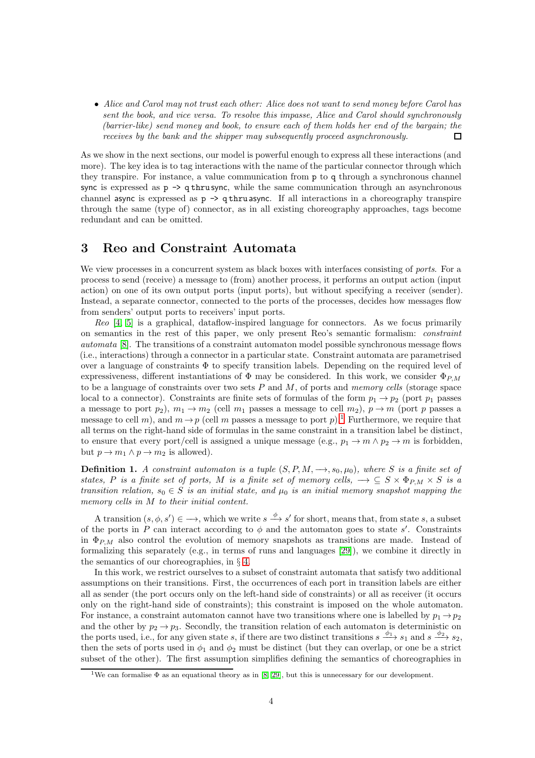- *Alice and Carol may not trust each other: Alice does not want to send money before Carol has sent the book, and vice versa. To resolve this impasse, Alice and Carol should synchronously (barrier-like) send money and book, to ensure each of them holds her end of the bargain; the receives by the bank and the shipper may subsequently proceed asynchronously.* □

As we show in the next sections, our model is powerful enough to express all these interactions (and more). The key idea is to tag interactions with the name of the particular connector through which they transpire. For instance, a value communication from `p` to `q` through a synchronous channel sync is expressed as `p -> q` thru sync, while the same communication through an asynchronous channel async is expressed as `p -> q` thru async. If all interactions in a choreography transpire through the same (type of) connector, as in all existing choreography approaches, tags become redundant and can be omitted.

# 3 Reo and Constraint Automata

We view processes in a concurrent system as black boxes with interfaces consisting of *ports*. For a process to send (receive) a message to (from) another process, it performs an output action (input action) on one of its own output ports (input ports), but without specifying a receiver (sender). Instead, a separate connector, connected to the ports of the processes, decides how messages flow from senders' output ports to receivers' input ports.

*Reo* [4, 5] is a graphical, dataflow-inspired language for connectors. As we focus primarily on semantics in the rest of this paper, we only present Reo's semantic formalism: *constraint automata* [8]. The transitions of a constraint automaton model possible synchronous message flows (i.e., interactions) through a connector in a particular state. Constraint automata are parametrised over a language of constraints $\Phi$ to specify transition labels. Depending on the required level of expressiveness, different instantiations of $\Phi$ may be considered. In this work, we consider $\Phi_{P,M}$ to be a language of constraints over two sets $P$ and $M$, of ports and *memory cells* (storage space local to a connector). Constraints are finite sets of formulas of the form $p_1 \to p_2$ (port $p_1$ passes a message to port $p_2$), $m_1 \to m_2$ (cell $m_1$ passes a message to cell $m_2$), $p \to m$ (port $p$ passes a message to cell $m$), and $m \to p$ (cell $m$ passes a message to port $p$).[1] Furthermore, we require that all terms on the right-hand side of formulas in the same constraint be distinct, to ensure that every port/cell is assigned a unique message (e.g., $p_1 \to m \wedge p_2 \to m$ is forbidden, but $p \to m_1 \wedge p \to m_2$ is allowed).

**Definition 1.** *A constraint automaton is a tuple $(S, P, M, \longrightarrow, s_0, \mu_0)$, where $S$ is a finite set of states, $P$ is a finite set of ports, $M$ is a finite set of memory cells, $\longrightarrow \subseteq S \times \Phi_{P,M} \times S$ is a transition relation, $s_0 \in S$ is an initial state, and $\mu_0$ is an initial memory snapshot mapping the memory cells in $M$ to their initial content.*

A transition $(s, \phi, s') \in \longrightarrow$, which we write $s \xrightarrow{\phi} s'$ for short, means that, from state $s$, a subset of the ports in $P$ can interact according to $\phi$ and the automaton goes to state $s'$. Constraints in $\Phi_{P,M}$ also control the evolution of memory snapshots as transitions are made. Instead of formalizing this separately (e.g., in terms of runs and languages [29]), we combine it directly in the semantics of our choreographies, in § 4.

In this work, we restrict ourselves to a subset of constraint automata that satisfy two additional assumptions on their transitions. First, the occurrences of each port in transition labels are either all as sender (the port occurs only on the left-hand side of constraints) or all as receiver (it occurs only on the right-hand side of constraints); this constraint is imposed on the whole automaton. For instance, a constraint automaton cannot have two transitions where one is labelled by $p_1 \to p_2$ and the other by $p_2 \to p_3$. Secondly, the transition relation of each automaton is deterministic on the ports used, i.e., for any given state $s$, if there are two distinct transitions $s \xrightarrow{\phi_1} s_1$ and $s \xrightarrow{\phi_2} s_2$, then the sets of ports used in $\phi_1$ and $\phi_2$ must be distinct (but they can overlap, or one be a strict subset of the other). The first assumption simplifies defining the semantics of choreographies in

[1] We can formalise $\Phi$ as an equational theory as in [8, 29], but this is unnecessary for our development.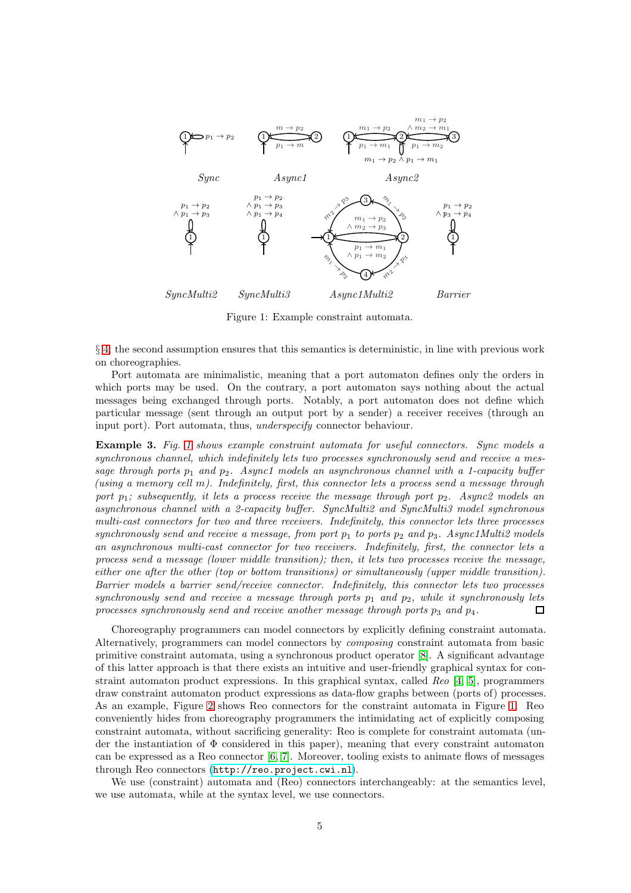Figure 1: Example constraint automata.

§ 4; the second assumption ensures that this semantics is deterministic, in line with previous work on choreographies.

Port automata are minimalistic, meaning that a port automaton defines only the orders in which ports may be used. On the contrary, a port automaton says nothing about the actual messages being exchanged through ports. Notably, a port automaton does not define which particular message (sent through an output port by a sender) a receiver receives (through an input port). Port automata, thus, *underspecify* connector behaviour.

**Example 3.** *Fig. 1 shows example constraint automata for useful connectors. Sync models a synchronous channel, which indefinitely lets two processes synchronously send and receive a message through ports $p_1$ and $p_2$. Async1 models an asynchronous channel with a 1-capacity buffer (using a memory cell $m$). Indefinitely, first, this connector lets a process send a message through port $p_1$; subsequently, it lets a process receive the message through port $p_2$. Async2 models an asynchronous channel with a 2-capacity buffer. SyncMulti2 and SyncMulti3 model synchronous multi-cast connectors for two and three receivers. Indefinitely, this connector lets three processes synchronously send and receive a message, from port $p_1$ to ports $p_2$ and $p_3$. Async1Multi2 models an asynchronous multi-cast connector for two receivers. Indefinitely, first, the connector lets a process send a message (lower middle transition); then, it lets two processes receive the message, either one after the other (top or bottom transitions) or simultaneously (upper middle transition). Barrier models a barrier send/receive connector. Indefinitely, this connector lets two processes synchronously send and receive a message through ports $p_1$ and $p_2$, while it synchronously lets processes synchronously send and receive another message through ports $p_3$ and $p_4$.* □

Choreography programmers can model connectors by explicitly defining constraint automata. Alternatively, programmers can model connectors by *composing* constraint automata from basic primitive constraint automata, using a synchronous product operator [8]. A significant advantage of this latter approach is that there exists an intuitive and user-friendly graphical syntax for constraint automaton product expressions. In this graphical syntax, called *Reo* [4, 5], programmers draw constraint automaton product expressions as data-flow graphs between (ports of) processes. As an example, Figure 2 shows Reo connectors for the constraint automata in Figure 1. Reo conveniently hides from choreography programmers the intimidating act of explicitly composing constraint automata, without sacrificing generality: Reo is complete for constraint automata (under the instantiation of $\Phi$ considered in this paper), meaning that every constraint automaton can be expressed as a Reo connector [6, 7]. Moreover, tooling exists to animate flows of messages through Reo connectors (http://reo.project.cwi.nl).

We use (constraint) automata and (Reo) connectors interchangeably: at the semantics level, we use automata, while at the syntax level, we use connectors.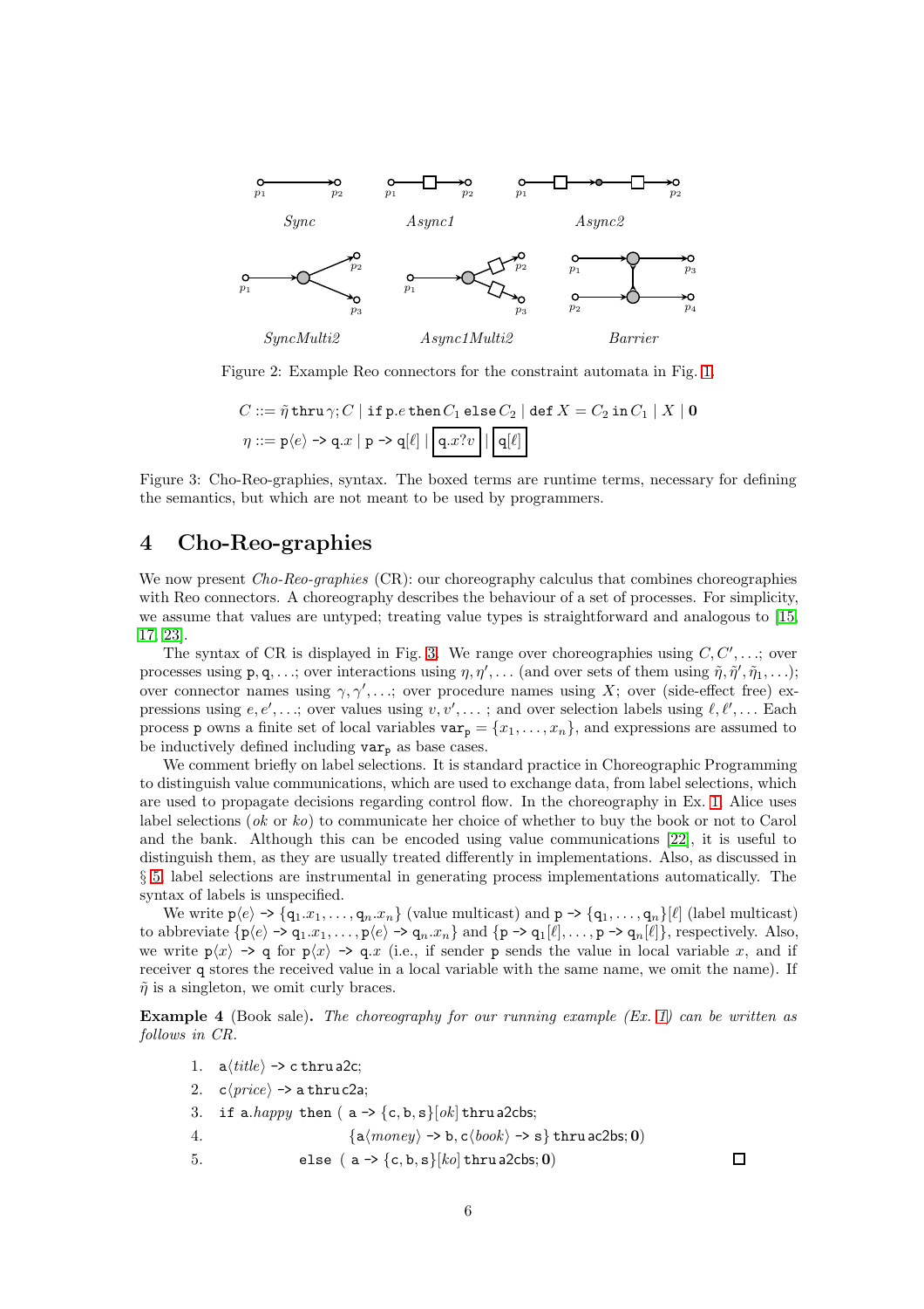Sync Async1 Async2

SyncMulti2 Async1Multi2 Barrier

Figure 2: Example Reo connectors for the constraint automata in Fig. 1.

$$C ::= \tilde{\eta}\,\texttt{thru}\,\gamma; C \mid \texttt{if}\,\texttt{p}.e\,\texttt{then}\,C_1\,\texttt{else}\,C_2 \mid \texttt{def}\,X = C_2\,\texttt{in}\,C_1 \mid X \mid \mathbf{0}$$

$$\eta ::= \texttt{p}\langle e\rangle\;\texttt{->}\;\texttt{q}.x \mid \texttt{p}\;\texttt{->}\;\texttt{q}[\ell] \mid \boxed{\texttt{q}.x?v} \mid \boxed{\texttt{q}[\ell]}$$

Figure 3: Cho-Reo-graphies, syntax. The boxed terms are runtime terms, necessary for defining the semantics, but which are not meant to be used by programmers.

# 4 Cho-Reo-graphies

We now present *Cho-Reo-graphies* (CR): our choreography calculus that combines choreographies with Reo connectors. A choreography describes the behaviour of a set of processes. For simplicity, we assume that values are untyped; treating value types is straightforward and analogous to [15, 17, 23].

The syntax of CR is displayed in Fig. 3. We range over choreographies using $C, C', \ldots$; over processes using $\texttt{p}, \texttt{q}, \ldots$; over interactions using $\eta, \eta', \ldots$ (and over sets of them using $\tilde{\eta}, \tilde{\eta}', \tilde{\eta}_1, \ldots$); over connector names using $\gamma, \gamma', \ldots$; over procedure names using $X$; over (side-effect free) expressions using $e, e', \ldots$; over values using $v, v', \ldots$ ; and over selection labels using $\ell, \ell', \ldots$ Each process $\texttt{p}$ owns a finite set of local variables $\texttt{var}_\texttt{p} = \{x_1, \ldots, x_n\}$, and expressions are assumed to be inductively defined including $\texttt{var}_\texttt{p}$ as base cases.

We comment briefly on label selections. It is standard practice in Choreographic Programming to distinguish value communications, which are used to exchange data, from label selections, which are used to propagate decisions regarding control flow. In the choreography in Ex. 1, Alice uses label selections (*ok* or *ko*) to communicate her choice of whether to buy the book or not to Carol and the bank. Although this can be encoded using value communications [22], it is useful to distinguish them, as they are usually treated differently in implementations. Also, as discussed in § 5, label selections are instrumental in generating process implementations automatically. The syntax of labels is unspecified.

We write $\texttt{p}\langle e\rangle\;\texttt{->}\;\{\texttt{q}_1.x_1, \ldots, \texttt{q}_n.x_n\}$ (value multicast) and $\texttt{p}\;\texttt{->}\;\{\texttt{q}_1, \ldots, \texttt{q}_n\}[\ell]$ (label multicast) to abbreviate $\{\texttt{p}\langle e\rangle\;\texttt{->}\;\texttt{q}_1.x_1, \ldots, \texttt{p}\langle e\rangle\;\texttt{->}\;\texttt{q}_n.x_n\}$ and $\{\texttt{p}\;\texttt{->}\;\texttt{q}_1[\ell], \ldots, \texttt{p}\;\texttt{->}\;\texttt{q}_n[\ell]\}$, respectively. Also, we write $\texttt{p}\langle x\rangle\;\texttt{->}\;\texttt{q}$ for $\texttt{p}\langle x\rangle\;\texttt{->}\;\texttt{q}.x$ (i.e., if sender $\texttt{p}$ sends the value in local variable $x$, and if receiver $\texttt{q}$ stores the received value in a local variable with the same name, we omit the name). If $\tilde{\eta}$ is a singleton, we omit curly braces.

**Example 4** (Book sale). *The choreography for our running example (Ex. 1) can be written as follows in CR.*

1. $\texttt{a}\langle \textit{title}\rangle\;\texttt{->}\;\texttt{c}\;\texttt{thru}\;\texttt{a2c};$
2. $\texttt{c}\langle \textit{price}\rangle\;\texttt{->}\;\texttt{a}\;\texttt{thru}\;\texttt{c2a};$
3. $\texttt{if}\;\texttt{a}.\textit{happy}\;\texttt{then}\;(\;\texttt{a}\;\texttt{->}\;\{\texttt{c},\texttt{b},\texttt{s}\}[\textit{ok}]\;\texttt{thru}\;\texttt{a2cbs};$
4. $\qquad\{\texttt{a}\langle \textit{money}\rangle\;\texttt{->}\;\texttt{b}, \texttt{c}\langle \textit{book}\rangle\;\texttt{->}\;\texttt{s}\}\;\texttt{thru}\;\texttt{ac2bs}; \mathbf{0})$
5. $\quad\texttt{else}\;(\;\texttt{a}\;\texttt{->}\;\{\texttt{c},\texttt{b},\texttt{s}\}[\textit{ko}]\;\texttt{thru}\;\texttt{a2cbs}; \mathbf{0})$ □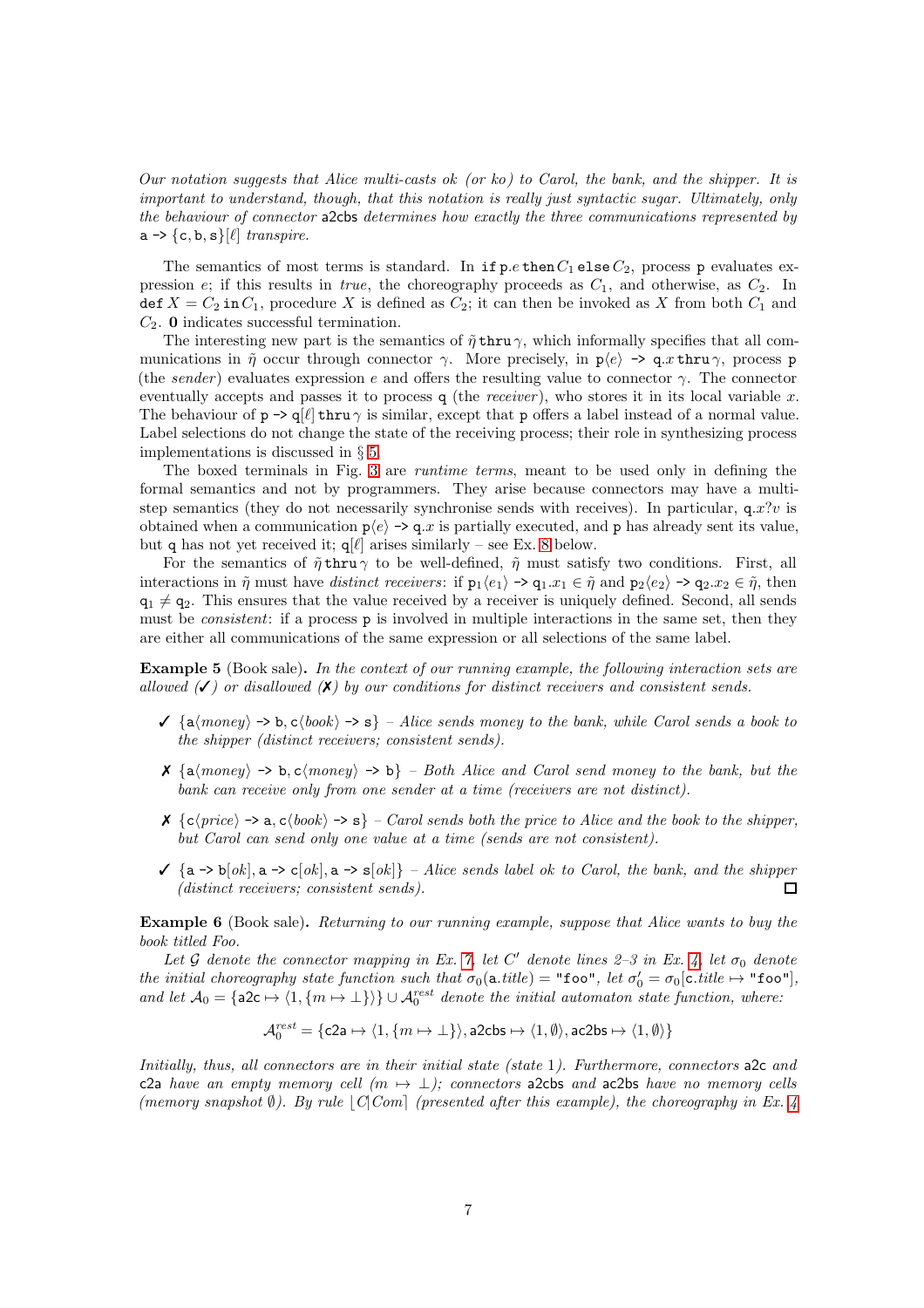*Our notation suggests that Alice multi-casts ok (or ko) to Carol, the bank, and the shipper. It is important to understand, though, that this notation is really just syntactic sugar. Ultimately, only the behaviour of connector* $\mathsf{a2cbs}$ *determines how exactly the three communications represented by* $\mathsf{a} \texttt{ -> } \{\mathsf{c}, \mathsf{b}, \mathsf{s}\}[\ell]$ *transpire.*

The semantics of most terms is standard. In $\texttt{if}\,\mathsf{p}.e\,\texttt{then}\,C_1\,\texttt{else}\,C_2$, process $\mathsf{p}$ evaluates expression $e$; if this results in *true*, the choreography proceeds as $C_1$, and otherwise, as $C_2$. In $\texttt{def}\;X = C_2\;\texttt{in}\,C_1$, procedure $X$ is defined as $C_2$; it can then be invoked as $X$ from both $C_1$ and $C_2$. $\mathbf{0}$ indicates successful termination.

The interesting new part is the semantics of $\tilde{\eta}\,\texttt{thru}\,\gamma$, which informally specifies that all communications in $\tilde{\eta}$ occur through connector $\gamma$. More precisely, in $\mathsf{p}\langle e\rangle \texttt{ -> } \mathsf{q}.x\,\texttt{thru}\,\gamma$, process $\mathsf{p}$ (the *sender*) evaluates expression $e$ and offers the resulting value to connector $\gamma$. The connector eventually accepts and passes it to process $\mathsf{q}$ (the *receiver*), who stores it in its local variable $x$. The behaviour of $\mathsf{p} \texttt{ -> } \mathsf{q}[\ell]\,\texttt{thru}\,\gamma$ is similar, except that $\mathsf{p}$ offers a label instead of a normal value. Label selections do not change the state of the receiving process; their role in synthesizing process implementations is discussed in § 5.

The boxed terminals in Fig. 3 are *runtime terms*, meant to be used only in defining the formal semantics and not by programmers. They arise because connectors may have a multi-step semantics (they do not necessarily synchronise sends with receives). In particular, $\mathsf{q}.x?v$ is obtained when a communication $\mathsf{p}\langle e\rangle \texttt{ -> } \mathsf{q}.x$ is partially executed, and $\mathsf{p}$ has already sent its value, but $\mathsf{q}$ has not yet received it; $\mathsf{q}[\ell]$ arises similarly – see Ex. 8 below.

For the semantics of $\tilde{\eta}\,\texttt{thru}\,\gamma$ to be well-defined, $\tilde{\eta}$ must satisfy two conditions. First, all interactions in $\tilde{\eta}$ must have *distinct receivers*: if $\mathsf{p}_1\langle e_1\rangle \texttt{ -> } \mathsf{q}_1.x_1 \in \tilde{\eta}$ and $\mathsf{p}_2\langle e_2\rangle \texttt{ -> } \mathsf{q}_2.x_2 \in \tilde{\eta}$, then $\mathsf{q}_1 \neq \mathsf{q}_2$. This ensures that the value received by a receiver is uniquely defined. Second, all sends must be *consistent*: if a process $\mathsf{p}$ is involved in multiple interactions in the same set, then they are either all communications of the same expression or all selections of the same label.

**Example 5** (Book sale)**.** *In the context of our running example, the following interaction sets are allowed (✓) or disallowed (✗) by our conditions for distinct receivers and consistent sends.*

- ✓ $\{\mathsf{a}\langle \mathit{money}\rangle \texttt{ -> } \mathsf{b}, \mathsf{c}\langle \mathit{book}\rangle \texttt{ -> } \mathsf{s}\}$ – *Alice sends money to the bank, while Carol sends a book to the shipper (distinct receivers; consistent sends).*
- ✗ $\{\mathsf{a}\langle \mathit{money}\rangle \texttt{ -> } \mathsf{b}, \mathsf{c}\langle \mathit{money}\rangle \texttt{ -> } \mathsf{b}\}$ – *Both Alice and Carol send money to the bank, but the bank can receive only from one sender at a time (receivers are not distinct).*
- ✗ $\{\mathsf{c}\langle \mathit{price}\rangle \texttt{ -> } \mathsf{a}, \mathsf{c}\langle \mathit{book}\rangle \texttt{ -> } \mathsf{s}\}$ – *Carol sends both the price to Alice and the book to the shipper, but Carol can send only one value at a time (sends are not consistent).*
- ✓ $\{\mathsf{a} \texttt{ -> } \mathsf{b}[\mathit{ok}], \mathsf{a} \texttt{ -> } \mathsf{c}[\mathit{ok}], \mathsf{a} \texttt{ -> } \mathsf{s}[\mathit{ok}]\}$ – *Alice sends label ok to Carol, the bank, and the shipper (distinct receivers; consistent sends).* □

**Example 6** (Book sale)**.** *Returning to our running example, suppose that Alice wants to buy the book titled Foo.*

*Let $\mathcal{G}$ denote the connector mapping in Ex. 7, let $C'$ denote lines 2–3 in Ex. 4, let $\sigma_0$ denote the initial choreography state function such that $\sigma_0(\mathsf{a}.\mathit{title}) = \texttt{"foo"}$, let $\sigma_0' = \sigma_0[\mathsf{c}.\mathit{title} \mapsto \texttt{"foo"}]$, and let $\mathcal{A}_0 = \{\mathsf{a2c} \mapsto \langle 1, \{m \mapsto \bot\}\rangle\} \cup \mathcal{A}_0^{\mathit{rest}}$ denote the initial automaton state function, where:*

$$\mathcal{A}_0^{\mathit{rest}} = \{\mathsf{c2a} \mapsto \langle 1, \{m \mapsto \bot\}\rangle, \mathsf{a2cbs} \mapsto \langle 1, \emptyset\rangle, \mathsf{ac2bs} \mapsto \langle 1, \emptyset\rangle\}$$

*Initially, thus, all connectors are in their initial state (state 1). Furthermore, connectors* $\mathsf{a2c}$ *and* $\mathsf{c2a}$ *have an empty memory cell ($m \mapsto \bot$); connectors* $\mathsf{a2cbs}$ *and* $\mathsf{ac2bs}$ *have no memory cells (memory snapshot $\emptyset$). By rule $\lfloor C|\mathit{Com}\rceil$ (presented after this example), the choreography in Ex. 4*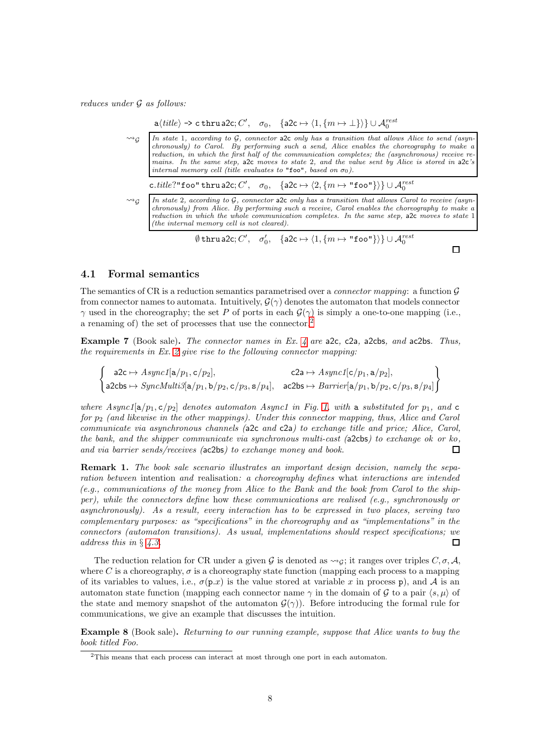*reduces under $\mathcal{G}$ as follows:*

$$\mathsf{a}\langle \mathit{title}\rangle \;\texttt{->}\; \mathsf{c}\;\texttt{thru}\;\mathsf{a2c}; C', \quad \sigma_0, \quad \{\mathsf{a2c} \mapsto \langle 1, \{m \mapsto \bot\}\rangle\} \cup \mathcal{A}_0^{rest}$$

$\rightsquigarrow_{\mathcal{G}}$ *In state 1, according to $\mathcal{G}$, connector* a2c *only has a transition that allows Alice to send (asynchronously) to Carol. By performing such a send, Alice enables the choreography to make a reduction, in which the first half of the communication completes; the (asynchronous) receive remains. In the same step,* a2c *moves to state 2, and the value sent by Alice is stored in* a2c*'s internal memory cell (title evaluates to* "foo"*, based on $\sigma_0$).*

$$\mathsf{c}.\mathit{title}?\texttt{"foo"}\;\texttt{thru}\;\mathsf{a2c}; C', \quad \sigma_0, \quad \{\mathsf{a2c} \mapsto \langle 2, \{m \mapsto \texttt{"foo"}\}\rangle\} \cup \mathcal{A}_0^{rest}$$

$\rightsquigarrow_{\mathcal{G}}$ *In state 2, according to $\mathcal{G}$, connector* a2c *only has a transition that allows Carol to receive (asynchronously) from Alice. By performing such a receive, Carol enables the choreography to make a reduction in which the whole communication completes. In the same step,* a2c *moves to state 1 (the internal memory cell is not cleared).*

$$\emptyset\;\texttt{thru}\;\mathsf{a2c}; C', \quad \sigma_0', \quad \{\mathsf{a2c} \mapsto \langle 1, \{m \mapsto \texttt{"foo"}\}\rangle\} \cup \mathcal{A}_0^{rest}$$

□

## 4.1 Formal semantics

The semantics of CR is a reduction semantics parametrised over a *connector mapping*: a function $\mathcal{G}$ from connector names to automata. Intuitively, $\mathcal{G}(\gamma)$ denotes the automaton that models connector $\gamma$ used in the choreography; the set $P$ of ports in each $\mathcal{G}(\gamma)$ is simply a one-to-one mapping (i.e., a renaming of) the set of processes that use the connector.[2]

**Example 7** (Book sale)**.** *The connector names in Ex. 4 are* a2c*,* c2a*,* a2cbs*, and* ac2bs*. Thus, the requirements in Ex. 2 give rise to the following connector mapping:*

$$\left\{ \begin{array}{ll} \mathsf{a2c} \mapsto \mathit{Async1}[\mathsf{a}/p_1, \mathsf{c}/p_2], & \mathsf{c2a} \mapsto \mathit{Async1}[\mathsf{c}/p_1, \mathsf{a}/p_2], \\ \mathsf{a2cbs} \mapsto \mathit{SyncMulti3}[\mathsf{a}/p_1, \mathsf{b}/p_2, \mathsf{c}/p_3, \mathsf{s}/p_4], & \mathsf{ac2bs} \mapsto \mathit{Barrier}[\mathsf{a}/p_1, \mathsf{b}/p_2, \mathsf{c}/p_3, \mathsf{s}/p_4] \end{array} \right\}$$

*where $\mathit{Async1}[\mathsf{a}/p_1, \mathsf{c}/p_2]$ denotes automaton Async1 in Fig. 1, with* a *substituted for $p_1$, and* c *for $p_2$ (and likewise in the other mappings). Under this connector mapping, thus, Alice and Carol communicate via asynchronous channels (*a2c *and* c2a*) to exchange title and price; Alice, Carol, the bank, and the shipper communicate via synchronous multi-cast (*a2cbs*) to exchange ok or ko, and via barrier sends/receives (*ac2bs*) to exchange money and book.* □

**Remark 1.** *The book sale scenario illustrates an important design decision, namely the separation between* intention *and* realisation*: a choreography defines* what *interactions are intended (e.g., communications of the money from Alice to the Bank and the book from Carol to the shipper), while the connectors define* how *these communications are realised (e.g., synchronously or asynchronously). As a result, every interaction has to be expressed in two places, serving two complementary purposes: as "specifications" in the choreography and as "implementations" in the connectors (automaton transitions). As usual, implementations should respect specifications; we address this in § 4.3.* □

The reduction relation for CR under a given $\mathcal{G}$ is denoted as $\rightsquigarrow_{\mathcal{G}}$; it ranges over triples $C, \sigma, \mathcal{A}$, where $C$ is a choreography, $\sigma$ is a choreography state function (mapping each process to a mapping of its variables to values, i.e., $\sigma(\mathsf{p}.x)$ is the value stored at variable $x$ in process $\mathsf{p}$), and $\mathcal{A}$ is an automaton state function (mapping each connector name $\gamma$ in the domain of $\mathcal{G}$ to a pair $\langle s, \mu\rangle$ of the state and memory snapshot of the automaton $\mathcal{G}(\gamma)$). Before introducing the formal rule for communications, we give an example that discusses the intuition.

**Example 8** (Book sale)**.** *Returning to our running example, suppose that Alice wants to buy the book titled Foo.*

[2] This means that each process can interact at most through one port in each automaton.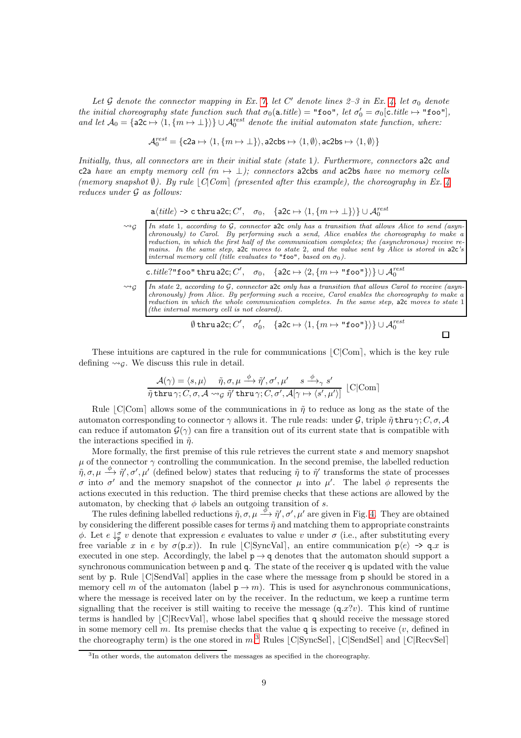*Let $\mathcal{G}$ denote the connector mapping in Ex. 7, let $C'$ denote lines 2–3 in Ex. 4, let $\sigma_0$ denote the initial choreography state function such that $\sigma_0(\mathsf{a}.\mathit{title}) = \texttt{"foo"}$, let $\sigma_0' = \sigma_0[\mathsf{c}.\mathit{title} \mapsto \texttt{"foo"}]$, and let $\mathcal{A}_0 = \{\mathsf{a2c} \mapsto \langle 1, \{m \mapsto \bot\}\rangle\} \cup \mathcal{A}_0^{rest}$ denote the initial automaton state function, where:*

$$\mathcal{A}_0^{rest} = \{\mathsf{c2a} \mapsto \langle 1, \{m \mapsto \bot\}\rangle, \mathsf{a2cbs} \mapsto \langle 1, \emptyset\rangle, \mathsf{ac2bs} \mapsto \langle 1, \emptyset\rangle\}$$

*Initially, thus, all connectors are in their initial state (state 1). Furthermore, connectors* a2c *and* c2a *have an empty memory cell ($m \mapsto \bot$); connectors* a2cbs *and* ac2bs *have no memory cells (memory snapshot $\emptyset$). By rule $\lfloor C|Com\rceil$ (presented after this example), the choreography in Ex. 4 reduces under $\mathcal{G}$ as follows:*

$$\mathsf{a}\langle \mathit{title}\rangle \texttt{ -> } \mathsf{c}\ \mathtt{thru}\ \mathsf{a2c}; C', \quad \sigma_0, \quad \{\mathsf{a2c} \mapsto \langle 1, \{m \mapsto \bot\}\rangle\} \cup \mathcal{A}_0^{rest}$$

$\rightsquigarrow_{\mathcal{G}}$ *In state 1, according to $\mathcal{G}$, connector* a2c *only has a transition that allows Alice to send (asynchronously) to Carol. By performing such a send, Alice enables the choreography to make a reduction, in which the first half of the communication completes; the (asynchronous) receive remains. In the same step,* a2c *moves to state 2, and the value sent by Alice is stored in* a2c*'s internal memory cell (title evaluates to* "foo"*, based on $\sigma_0$).*

$$\mathsf{c}.\mathit{title}?\texttt{"foo"}\ \mathtt{thru}\ \mathsf{a2c}; C', \quad \sigma_0, \quad \{\mathsf{a2c} \mapsto \langle 2, \{m \mapsto \texttt{"foo"}\}\rangle\} \cup \mathcal{A}_0^{rest}$$

$\rightsquigarrow_{\mathcal{G}}$ *In state 2, according to $\mathcal{G}$, connector* a2c *only has a transition that allows Carol to receive (asynchronously) from Alice. By performing such a receive, Carol enables the choreography to make a reduction in which the whole communication completes. In the same step,* a2c *moves to state 1 (the internal memory cell is not cleared).*

$$\emptyset\ \mathtt{thru}\ \mathsf{a2c}; C', \quad \sigma_0', \quad \{\mathsf{a2c} \mapsto \langle 1, \{m \mapsto \texttt{"foo"}\}\rangle\} \cup \mathcal{A}_0^{rest}$$

□

These intuitions are captured in the rule for communications ⌊C|Com⌉, which is the key rule defining $\rightsquigarrow_{\mathcal{G}}$. We discuss this rule in detail.

$$\frac{\mathcal{A}(\gamma) = \langle s, \mu\rangle \qquad \tilde{\eta}, \sigma, \mu \xrightarrow{\phi} \tilde{\eta}', \sigma', \mu' \qquad s \xrightarrow{\phi}_{\gamma} s'}{\tilde{\eta}\ \mathtt{thru}\ \gamma; C, \sigma, \mathcal{A} \rightsquigarrow_{\mathcal{G}} \tilde{\eta}'\ \mathtt{thru}\ \gamma; C, \sigma', \mathcal{A}[\gamma \mapsto \langle s', \mu'\rangle]}\ \lfloor \text{C|Com}\rceil$$

Rule ⌊C|Com⌉ allows some of the communications in $\tilde{\eta}$ to reduce as long as the state of the automaton corresponding to connector $\gamma$ allows it. The rule reads: under $\mathcal{G}$, triple $\tilde{\eta}\ \mathtt{thru}\ \gamma; C, \sigma, \mathcal{A}$ can reduce if automaton $\mathcal{G}(\gamma)$ can fire a transition out of its current state that is compatible with the interactions specified in $\tilde{\eta}$.

More formally, the first premise of this rule retrieves the current state $s$ and memory snapshot $\mu$ of the connector $\gamma$ controlling the communication. In the second premise, the labelled reduction $\tilde{\eta}, \sigma, \mu \xrightarrow{\phi} \tilde{\eta}', \sigma', \mu'$ (defined below) states that reducing $\tilde{\eta}$ to $\tilde{\eta}'$ transforms the state of processes $\sigma$ into $\sigma'$ and the memory snapshot of the connector $\mu$ into $\mu'$. The label $\phi$ represents the actions executed in this reduction. The third premise checks that these actions are allowed by the automaton, by checking that $\phi$ labels an outgoing transition of $s$.

The rules defining labelled reductions $\tilde{\eta}, \sigma, \mu \xrightarrow{\phi} \tilde{\eta}', \sigma', \mu'$ are given in Fig. 4. They are obtained by considering the different possible cases for terms $\tilde{\eta}$ and matching them to appropriate constraints $\phi$. Let $e \downarrow^{\sigma}_{\mathsf{p}} v$ denote that expression $e$ evaluates to value $v$ under $\sigma$ (i.e., after substituting every free variable $x$ in $e$ by $\sigma(\mathsf{p}.x)$). In rule ⌊C|SyncVal⌉, an entire communication $\mathsf{p}\langle e\rangle$ -> $\mathsf{q}.x$ is executed in one step. Accordingly, the label $\mathsf{p} \to \mathsf{q}$ denotes that the automaton should support a synchronous communication between $\mathsf{p}$ and $\mathsf{q}$. The state of the receiver $\mathsf{q}$ is updated with the value sent by $\mathsf{p}$. Rule ⌊C|SendVal⌉ applies in the case where the message from $\mathsf{p}$ should be stored in a memory cell $m$ of the automaton (label $\mathsf{p} \to m$). This is used for asynchronous communications, where the message is received later on by the receiver. In the reductum, we keep a runtime term signalling that the receiver is still waiting to receive the message ($\mathsf{q}.x?v$). This kind of runtime terms is handled by ⌊C|RecvVal⌉, whose label specifies that $\mathsf{q}$ should receive the message stored in some memory cell $m$. Its premise checks that the value $\mathsf{q}$ is expecting to receive ($v$, defined in the choreography term) is the one stored in $m$.[3] Rules ⌊C|SyncSel⌉, ⌊C|SendSel⌉ and ⌊C|RecvSel⌉

[3] In other words, the automaton delivers the messages as specified in the choreography.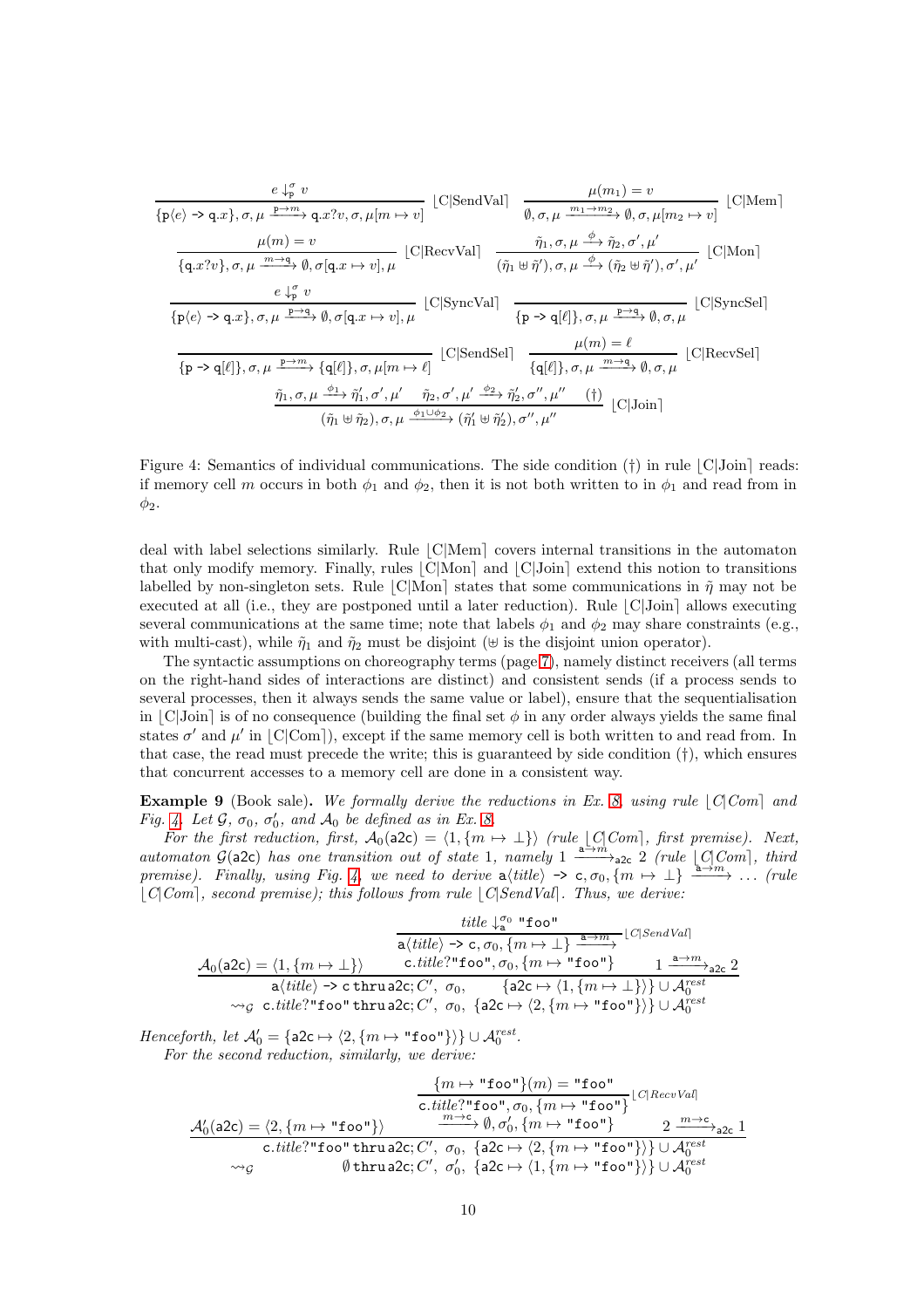$$\frac{e \downarrow^{\sigma}_{\mathsf{p}} v}{\{\mathsf{p}\langle e\rangle \;\texttt{->}\; \mathsf{q}.x\}, \sigma, \mu \xrightarrow{\mathsf{p} \to m} \mathsf{q}.x?v, \sigma, \mu[m \mapsto v]}\ \lfloor\text{C}|\text{SendVal}\rceil \qquad \frac{\mu(m_1) = v}{\emptyset, \sigma, \mu \xrightarrow{m_1 \to m_2} \emptyset, \sigma, \mu[m_2 \mapsto v]}\ \lfloor\text{C}|\text{Mem}\rceil$$

$$\frac{\mu(m) = v}{\{\mathsf{q}.x?v\}, \sigma, \mu \xrightarrow{m \to \mathsf{q}} \emptyset, \sigma[\mathsf{q}.x \mapsto v], \mu}\ \lfloor\text{C}|\text{RecvVal}\rceil \qquad \frac{\tilde{\eta}_1, \sigma, \mu \xrightarrow{\phi} \tilde{\eta}_2, \sigma', \mu'}{(\tilde{\eta}_1 \uplus \tilde{\eta}'), \sigma, \mu \xrightarrow{\phi} (\tilde{\eta}_2 \uplus \tilde{\eta}'), \sigma', \mu'}\ \lfloor\text{C}|\text{Mon}\rceil$$

$$\frac{e \downarrow^{\sigma}_{\mathsf{p}} v}{\{\mathsf{p}\langle e\rangle \;\texttt{->}\; \mathsf{q}.x\}, \sigma, \mu \xrightarrow{\mathsf{p} \to \mathsf{q}} \emptyset, \sigma[\mathsf{q}.x \mapsto v], \mu}\ \lfloor\text{C}|\text{SyncVal}\rceil \qquad \frac{}{\{\mathsf{p} \;\texttt{->}\; \mathsf{q}[\ell]\}, \sigma, \mu \xrightarrow{\mathsf{p} \to \mathsf{q}} \emptyset, \sigma, \mu}\ \lfloor\text{C}|\text{SyncSel}\rceil$$

$$\frac{}{\{\mathsf{p} \;\texttt{->}\; \mathsf{q}[\ell]\}, \sigma, \mu \xrightarrow{\mathsf{p} \to m} \{\mathsf{q}[\ell]\}, \sigma, \mu[m \mapsto \ell]}\ \lfloor\text{C}|\text{SendSel}\rceil \qquad \frac{\mu(m) = \ell}{\{\mathsf{q}[\ell]\}, \sigma, \mu \xrightarrow{m \to \mathsf{q}} \emptyset, \sigma, \mu}\ \lfloor\text{C}|\text{RecvSel}\rceil$$

$$\frac{\tilde{\eta}_1, \sigma, \mu \xrightarrow{\phi_1} \tilde{\eta}_1', \sigma', \mu' \qquad \tilde{\eta}_2, \sigma', \mu' \xrightarrow{\phi_2} \tilde{\eta}_2', \sigma'', \mu'' \qquad (\dagger)}{(\tilde{\eta}_1 \uplus \tilde{\eta}_2), \sigma, \mu \xrightarrow{\phi_1 \cup \phi_2} (\tilde{\eta}_1' \uplus \tilde{\eta}_2'), \sigma'', \mu''}\ \lfloor\text{C}|\text{Join}\rceil$$

Figure 4: Semantics of individual communications. The side condition (†) in rule $\lfloor$C|Join$\rceil$ reads: if memory cell $m$ occurs in both $\phi_1$ and $\phi_2$, then it is not both written to in $\phi_1$ and read from in $\phi_2$.

deal with label selections similarly. Rule $\lfloor$C|Mem$\rceil$ covers internal transitions in the automaton that only modify memory. Finally, rules $\lfloor$C|Mon$\rceil$ and $\lfloor$C|Join$\rceil$ extend this notion to transitions labelled by non-singleton sets. Rule $\lfloor$C|Mon$\rceil$ states that some communications in $\tilde{\eta}$ may not be executed at all (i.e., they are postponed until a later reduction). Rule $\lfloor$C|Join$\rceil$ allows executing several communications at the same time; note that labels $\phi_1$ and $\phi_2$ may share constraints (e.g., with multi-cast), while $\tilde{\eta}_1$ and $\tilde{\eta}_2$ must be disjoint ($\uplus$ is the disjoint union operator).

The syntactic assumptions on choreography terms (page 7), namely distinct receivers (all terms on the right-hand sides of interactions are distinct) and consistent sends (if a process sends to several processes, then it always sends the same value or label), ensure that the sequentialisation in $\lfloor$C|Join$\rceil$ is of no consequence (building the final set $\phi$ in any order always yields the same final states $\sigma'$ and $\mu'$ in $\lfloor$C|Com$\rceil$), except if the same memory cell is both written to and read from. In that case, the read must precede the write; this is guaranteed by side condition (†), which ensures that concurrent accesses to a memory cell are done in a consistent way.

**Example 9** (Book sale)**.** *We formally derive the reductions in Ex. 8 using rule* $\lfloor$*C*|*Com*$\rceil$ *and Fig. 4. Let* $\mathcal{G}$*,* $\sigma_0$*,* $\sigma_0'$*, and* $\mathcal{A}_0$ *be defined as in Ex. 8.*

*For the first reduction, first,* $\mathcal{A}_0(\mathsf{a2c}) = \langle 1, \{m \mapsto \bot\}\rangle$ *(rule* $\lfloor$*C*|*Com*$\rceil$*, first premise). Next, automaton* $\mathcal{G}(\mathsf{a2c})$ *has one transition out of state 1, namely* $1 \xrightarrow{\mathsf{a} \to m}_{\mathsf{a2c}} 2$ *(rule* $\lfloor$*C*|*Com*$\rceil$*, third premise). Finally, using Fig. 4, we need to derive* $\mathsf{a}\langle \mathit{title}\rangle \;\texttt{->}\; \mathsf{c}, \sigma_0, \{m \mapsto \bot\} \xrightarrow{\mathsf{a} \to m} \ldots$ *(rule* $\lfloor$*C*|*Com*$\rceil$*, second premise); this follows from rule* $\lfloor$*C*|*SendVal*$\rceil$*. Thus, we derive:*

$$\frac{\mathcal{A}_0(\mathsf{a2c}) = \langle 1, \{m \mapsto \bot\}\rangle \qquad \dfrac{\mathit{title} \downarrow^{\sigma_0}_{\mathsf{a}} \texttt{"foo"}}{\mathsf{a}\langle \mathit{title}\rangle \;\texttt{->}\; \mathsf{c}, \sigma_0, \{m \mapsto \bot\} \xrightarrow{\mathsf{a} \to m} \mathsf{c}.\mathit{title}?\texttt{"foo"}, \sigma_0, \{m \mapsto \texttt{"foo"}\}}\lfloor C|SendVal\rceil \qquad 1 \xrightarrow{\mathsf{a} \to m}_{\mathsf{a2c}} 2}{\begin{array}{l}\mathsf{a}\langle \mathit{title}\rangle \;\texttt{->}\; \mathsf{c}\ \texttt{thru}\ \mathsf{a2c}; C',\ \sigma_0,\ \{\mathsf{a2c} \mapsto \langle 1, \{m \mapsto \bot\}\rangle\} \cup \mathcal{A}_0^{rest} \\ \rightsquigarrow_{\mathcal{G}}\ \mathsf{c}.\mathit{title}?\texttt{"foo"}\ \texttt{thru}\ \mathsf{a2c}; C',\ \sigma_0,\ \{\mathsf{a2c} \mapsto \langle 2, \{m \mapsto \texttt{"foo"}\}\rangle\} \cup \mathcal{A}_0^{rest}\end{array}}$$

*Henceforth, let* $\mathcal{A}_0' = \{\mathsf{a2c} \mapsto \langle 2, \{m \mapsto \texttt{"foo"}\}\rangle\} \cup \mathcal{A}_0^{rest}$*.*

*For the second reduction, similarly, we derive:*

$$\frac{\mathcal{A}_0'(\mathsf{a2c}) = \langle 2, \{m \mapsto \texttt{"foo"}\}\rangle \qquad \dfrac{\{m \mapsto \texttt{"foo"}\}(m) = \texttt{"foo"}}{\mathsf{c}.\mathit{title}?\texttt{"foo"}, \sigma_0, \{m \mapsto \texttt{"foo"}\} \xrightarrow{m \to \mathsf{c}} \emptyset, \sigma_0', \{m \mapsto \texttt{"foo"}\}}\lfloor C|RecvVal\rceil \qquad 2 \xrightarrow{m \to \mathsf{c}}_{\mathsf{a2c}} 1}{\begin{array}{l}\mathsf{c}.\mathit{title}?\texttt{"foo"}\ \texttt{thru}\ \mathsf{a2c}; C',\ \sigma_0,\ \{\mathsf{a2c} \mapsto \langle 2, \{m \mapsto \texttt{"foo"}\}\rangle\} \cup \mathcal{A}_0^{rest} \\ \rightsquigarrow_{\mathcal{G}}\ \emptyset\ \texttt{thru}\ \mathsf{a2c}; C',\ \sigma_0',\ \{\mathsf{a2c} \mapsto \langle 1, \{m \mapsto \texttt{"foo"}\}\rangle\} \cup \mathcal{A}_0^{rest}\end{array}}$$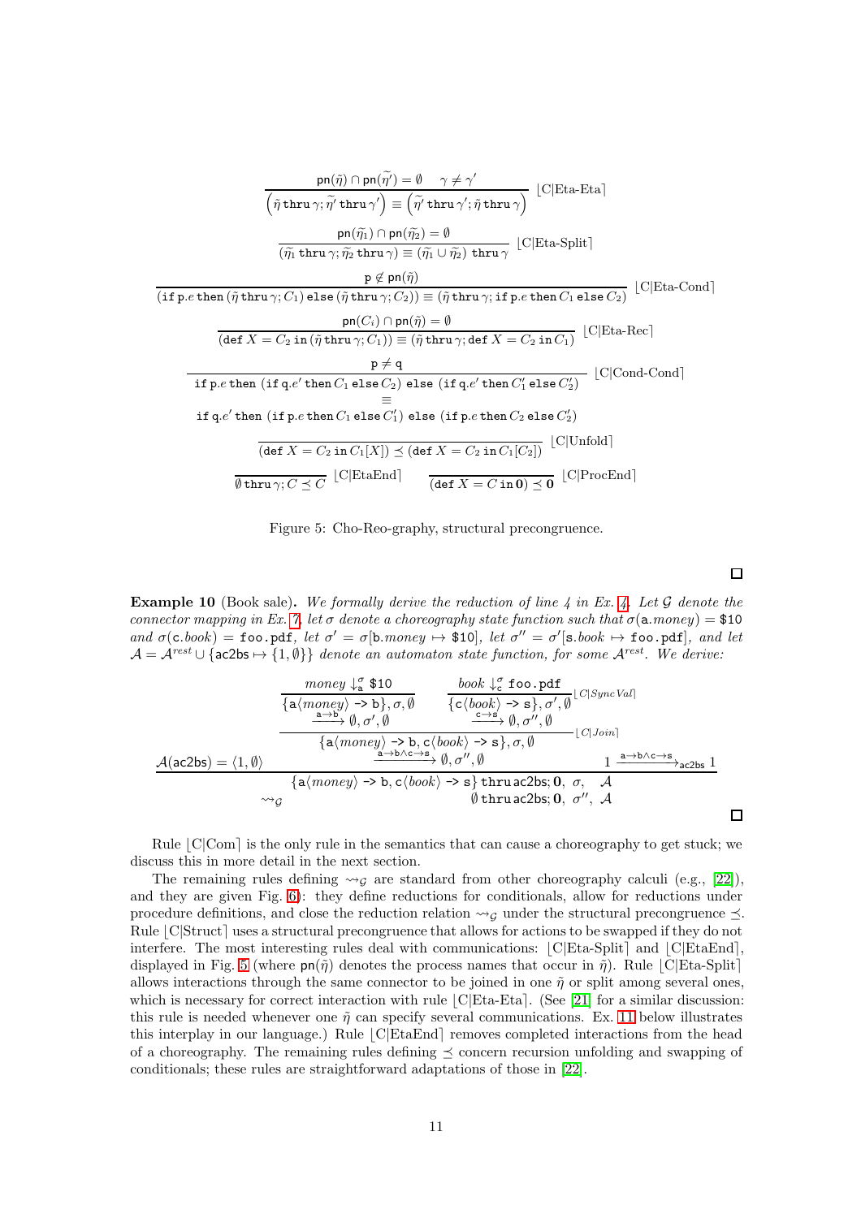$$\frac{\mathsf{pn}(\tilde{\eta}) \cap \mathsf{pn}(\widetilde{\eta'}) = \emptyset \quad \gamma \neq \gamma'}{\left(\tilde{\eta}\,\mathtt{thru}\,\gamma; \widetilde{\eta'}\,\mathtt{thru}\,\gamma'\right) \equiv \left(\widetilde{\eta'}\,\mathtt{thru}\,\gamma'; \tilde{\eta}\,\mathtt{thru}\,\gamma\right)} \ \lfloor \text{C|Eta-Eta} \rceil$$

$$\frac{\mathsf{pn}(\widetilde{\eta_1}) \cap \mathsf{pn}(\widetilde{\eta_2}) = \emptyset}{(\widetilde{\eta_1}\,\mathtt{thru}\,\gamma; \widetilde{\eta_2}\,\mathtt{thru}\,\gamma) \equiv (\widetilde{\eta_1} \cup \widetilde{\eta_2})\ \mathtt{thru}\,\gamma} \ \lfloor \text{C|Eta-Split} \rceil$$

$$\frac{\mathsf{p} \notin \mathsf{pn}(\tilde{\eta})}{(\mathtt{if}\,\mathsf{p}.e\,\mathtt{then}\,(\tilde{\eta}\,\mathtt{thru}\,\gamma; C_1)\,\mathtt{else}\,(\tilde{\eta}\,\mathtt{thru}\,\gamma; C_2)) \equiv (\tilde{\eta}\,\mathtt{thru}\,\gamma; \mathtt{if}\,\mathsf{p}.e\,\mathtt{then}\,C_1\,\mathtt{else}\,C_2)} \ \lfloor \text{C|Eta-Cond} \rceil$$

$$\frac{\mathsf{pn}(C_i) \cap \mathsf{pn}(\tilde{\eta}) = \emptyset}{(\mathtt{def}\,X = C_2\,\mathtt{in}\,(\tilde{\eta}\,\mathtt{thru}\,\gamma; C_1)) \equiv (\tilde{\eta}\,\mathtt{thru}\,\gamma; \mathtt{def}\,X = C_2\,\mathtt{in}\,C_1)} \ \lfloor \text{C|Eta-Rec} \rceil$$

$$\frac{\mathsf{p} \neq \mathsf{q}}{\begin{array}{c}\mathtt{if}\,\mathsf{p}.e\,\mathtt{then}\ (\mathtt{if}\,\mathsf{q}.e'\,\mathtt{then}\,C_1\,\mathtt{else}\,C_2)\ \mathtt{else}\ (\mathtt{if}\,\mathsf{q}.e'\,\mathtt{then}\,C_1'\,\mathtt{else}\,C_2') \\ \equiv \\ \mathtt{if}\,\mathsf{q}.e'\,\mathtt{then}\ (\mathtt{if}\,\mathsf{p}.e\,\mathtt{then}\,C_1\,\mathtt{else}\,C_1')\ \mathtt{else}\ (\mathtt{if}\,\mathsf{p}.e\,\mathtt{then}\,C_2\,\mathtt{else}\,C_2')\end{array}} \ \lfloor \text{C|Cond-Cond} \rceil$$

$$\frac{}{(\mathtt{def}\,X = C_2\,\mathtt{in}\,C_1[X]) \preceq (\mathtt{def}\,X = C_2\,\mathtt{in}\,C_1[C_2])} \ \lfloor \text{C|Unfold} \rceil$$

$$\frac{}{\emptyset\,\mathtt{thru}\,\gamma; C \preceq C} \ \lfloor \text{C|EtaEnd} \rceil \qquad \frac{}{(\mathtt{def}\,X = C\,\mathtt{in}\,\mathbf{0}) \preceq \mathbf{0}} \ \lfloor \text{C|ProcEnd} \rceil$$

Figure 5: Cho-Reo-graphy, structural precongruence.

□

**Example 10** (Book sale)**.** *We formally derive the reduction of line 4 in Ex. 4. Let $\mathcal{G}$ denote the connector mapping in Ex. 7, let $\sigma$ denote a choreography state function such that $\sigma(\mathsf{a}.money) = \$10$ and $\sigma(\mathsf{c}.book) = \mathtt{foo.pdf}$, let $\sigma' = \sigma[\mathsf{b}.money \mapsto \$10]$, let $\sigma'' = \sigma'[\mathsf{s}.book \mapsto \mathtt{foo.pdf}]$, and let $\mathcal{A} = \mathcal{A}^{rest} \cup \{\mathsf{ac2bs} \mapsto \{1, \emptyset\}\}$ denote an automaton state function, for some $\mathcal{A}^{rest}$. We derive:*

$$\frac{\mathcal{A}(\mathsf{ac2bs}) = \langle 1, \emptyset \rangle \quad \dfrac{\dfrac{money \downarrow^{\sigma}_{\mathsf{a}} \$10}{\{\mathsf{a}\langle money\rangle \texttt{ -> } \mathsf{b}\}, \sigma, \emptyset \xrightarrow{\mathsf{a} \to \mathsf{b}} \emptyset, \sigma', \emptyset} \quad \dfrac{book \downarrow^{\sigma'}_{\mathsf{c}} \mathtt{foo.pdf}}{\{\mathsf{c}\langle book\rangle \texttt{ -> } \mathsf{s}\}, \sigma', \emptyset \xrightarrow{\mathsf{c} \to \mathsf{s}} \emptyset, \sigma'', \emptyset} \lfloor C|SyncVal \rceil}{\{\mathsf{a}\langle money\rangle \texttt{ -> } \mathsf{b}, \mathsf{c}\langle book\rangle \texttt{ -> } \mathsf{s}\}, \sigma, \emptyset \xrightarrow{\mathsf{a} \to \mathsf{b} \wedge \mathsf{c} \to \mathsf{s}} \emptyset, \sigma'', \emptyset} \lfloor C|Join \rceil \quad 1 \xrightarrow{\mathsf{a} \to \mathsf{b} \wedge \mathsf{c} \to \mathsf{s}}_{\mathsf{ac2bs}} 1}{\begin{array}{ll} & \{\mathsf{a}\langle money\rangle \texttt{ -> } \mathsf{b}, \mathsf{c}\langle book\rangle \texttt{ -> } \mathsf{s}\}\ \mathtt{thru}\,\mathsf{ac2bs}; \mathbf{0},\ \sigma,\ \ \mathcal{A} \\ \rightsquigarrow_{\mathcal{G}} & \emptyset\,\mathtt{thru}\,\mathsf{ac2bs}; \mathbf{0},\ \sigma'',\ \mathcal{A} \end{array}}$$

□

Rule $\lfloor$C|Com$\rceil$ is the only rule in the semantics that can cause a choreography to get stuck; we discuss this in more detail in the next section.

The remaining rules defining $\rightsquigarrow_{\mathcal{G}}$ are standard from other choreography calculi (e.g., [22]), and they are given Fig. 6): they define reductions for conditionals, allow for reductions under procedure definitions, and close the reduction relation $\rightsquigarrow_{\mathcal{G}}$ under the structural precongruence $\preceq$. Rule $\lfloor$C|Struct$\rceil$ uses a structural precongruence that allows for actions to be swapped if they do not interfere. The most interesting rules deal with communications: $\lfloor$C|Eta-Split$\rceil$ and $\lfloor$C|EtaEnd$\rceil$, displayed in Fig. 5 (where $\mathsf{pn}(\tilde{\eta})$ denotes the process names that occur in $\tilde{\eta}$). Rule $\lfloor$C|Eta-Split$\rceil$ allows interactions through the same connector to be joined in one $\tilde{\eta}$ or split among several ones, which is necessary for correct interaction with rule $\lfloor$C|Eta-Eta$\rceil$. (See [21] for a similar discussion: this rule is needed whenever one $\tilde{\eta}$ can specify several communications. Ex. 11 below illustrates this interplay in our language.) Rule $\lfloor$C|EtaEnd$\rceil$ removes completed interactions from the head of a choreography. The remaining rules defining $\preceq$ concern recursion unfolding and swapping of conditionals; these rules are straightforward adaptations of those in [22].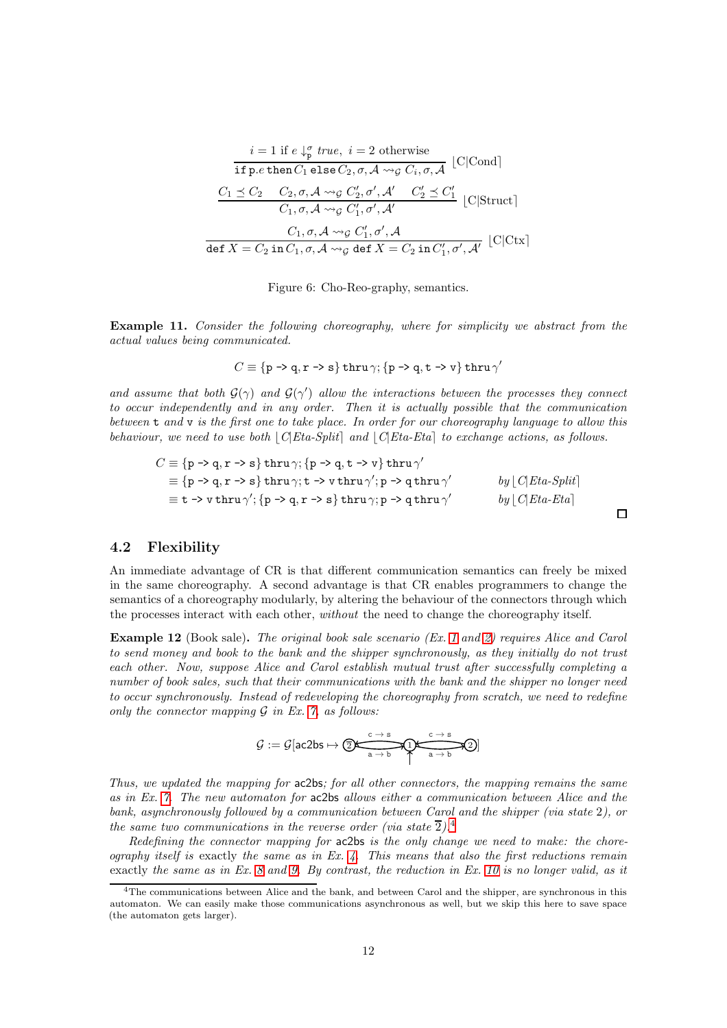$$\frac{i = 1 \text{ if } e \downarrow^{\sigma}_{\mathtt{p}} \textit{true},\ i = 2 \text{ otherwise}}{\mathtt{if}\,\mathtt{p}.e\,\mathtt{then}\,C_1\,\mathtt{else}\,C_2, \sigma, \mathcal{A} \rightsquigarrow_{\mathcal{G}} C_i, \sigma, \mathcal{A}} \lfloor\text{C|Cond}\rceil$$

$$\frac{C_1 \preceq C_2 \quad C_2, \sigma, \mathcal{A} \rightsquigarrow_{\mathcal{G}} C_2', \sigma', \mathcal{A}' \quad C_2' \preceq C_1'}{C_1, \sigma, \mathcal{A} \rightsquigarrow_{\mathcal{G}} C_1', \sigma', \mathcal{A}'} \lfloor\text{C|Struct}\rceil$$

$$\frac{C_1, \sigma, \mathcal{A} \rightsquigarrow_{\mathcal{G}} C_1', \sigma', \mathcal{A}}{\mathtt{def}\ X = C_2\ \mathtt{in}\ C_1, \sigma, \mathcal{A} \rightsquigarrow_{\mathcal{G}} \mathtt{def}\ X = C_2\ \mathtt{in}\ C_1', \sigma', \mathcal{A}'} \lfloor\text{C|Ctx}\rceil$$

Figure 6: Cho-Reo-graphy, semantics.

**Example 11.** *Consider the following choreography, where for simplicity we abstract from the actual values being communicated.*

$$C \equiv \{\mathtt{p} \mathbin{\texttt{->}} \mathtt{q}, \mathtt{r} \mathbin{\texttt{->}} \mathtt{s}\}\ \mathtt{thru}\,\gamma; \{\mathtt{p} \mathbin{\texttt{->}} \mathtt{q}, \mathtt{t} \mathbin{\texttt{->}} \mathtt{v}\}\ \mathtt{thru}\,\gamma'$$

*and assume that both $\mathcal{G}(\gamma)$ and $\mathcal{G}(\gamma')$ allow the interactions between the processes they connect to occur independently and in any order. Then it is actually possible that the communication between* t *and* v *is the first one to take place. In order for our choreography language to allow this behaviour, we need to use both $\lfloor$C|Eta-Split$\rceil$ and $\lfloor$C|Eta-Eta$\rceil$ to exchange actions, as follows.*

$$\begin{aligned}
C &\equiv \{\mathtt{p} \mathbin{\texttt{->}} \mathtt{q}, \mathtt{r} \mathbin{\texttt{->}} \mathtt{s}\}\ \mathtt{thru}\,\gamma; \{\mathtt{p} \mathbin{\texttt{->}} \mathtt{q}, \mathtt{t} \mathbin{\texttt{->}} \mathtt{v}\}\ \mathtt{thru}\,\gamma' \\
&\equiv \{\mathtt{p} \mathbin{\texttt{->}} \mathtt{q}, \mathtt{r} \mathbin{\texttt{->}} \mathtt{s}\}\ \mathtt{thru}\,\gamma; \mathtt{t} \mathbin{\texttt{->}} \mathtt{v}\ \mathtt{thru}\,\gamma'; \mathtt{p} \mathbin{\texttt{->}} \mathtt{q}\ \mathtt{thru}\,\gamma' && \textit{by } \lfloor\textit{C|Eta-Split}\rceil \\
&\equiv \mathtt{t} \mathbin{\texttt{->}} \mathtt{v}\ \mathtt{thru}\,\gamma'; \{\mathtt{p} \mathbin{\texttt{->}} \mathtt{q}, \mathtt{r} \mathbin{\texttt{->}} \mathtt{s}\}\ \mathtt{thru}\,\gamma; \mathtt{p} \mathbin{\texttt{->}} \mathtt{q}\ \mathtt{thru}\,\gamma' && \textit{by } \lfloor\textit{C|Eta-Eta}\rceil
\end{aligned}$$

□

## 4.2 Flexibility

An immediate advantage of CR is that different communication semantics can freely be mixed in the same choreography. A second advantage is that CR enables programmers to change the semantics of a choreography modularly, by altering the behaviour of the connectors through which the processes interact with each other, *without* the need to change the choreography itself.

**Example 12** (Book sale)**.** *The original book sale scenario (Ex. 1 and 2) requires Alice and Carol to send money and book to the bank and the shipper synchronously, as they initially do not trust each other. Now, suppose Alice and Carol establish mutual trust after successfully completing a number of book sales, such that their communications with the bank and the shipper no longer need to occur synchronously. Instead of redeveloping the choreography from scratch, we need to redefine only the connector mapping $\mathcal{G}$ in Ex. 7, as follows:*

$$\mathcal{G} := \mathcal{G}[\mathsf{ac2bs} \mapsto \text{(automaton: states } \overline{2} \leftrightarrows 1 \leftrightarrows 2 \text{, initial state } 1\text{, transitions labelled } \mathtt{c} \to \mathtt{s} \text{ and } \mathtt{a} \to \mathtt{b})]$$

*Thus, we updated the mapping for* ac2bs*; for all other connectors, the mapping remains the same as in Ex. 7. The new automaton for* ac2bs *allows either a communication between Alice and the bank, asynchronously followed by a communication between Carol and the shipper (via state* 2*), or the same two communications in the reverse order (via state $\overline{2}$).*[4]

*Redefining the connector mapping for* ac2bs *is the only change we need to make: the choreography itself is* exactly *the same as in Ex. 4. This means that also the first reductions remain* exactly *the same as in Ex. 8 and 9. By contrast, the reduction in Ex. 10 is no longer valid, as it*

[4]The communications between Alice and the bank, and between Carol and the shipper, are synchronous in this automaton. We can easily make those communications asynchronous as well, but we skip this here to save space (the automaton gets larger).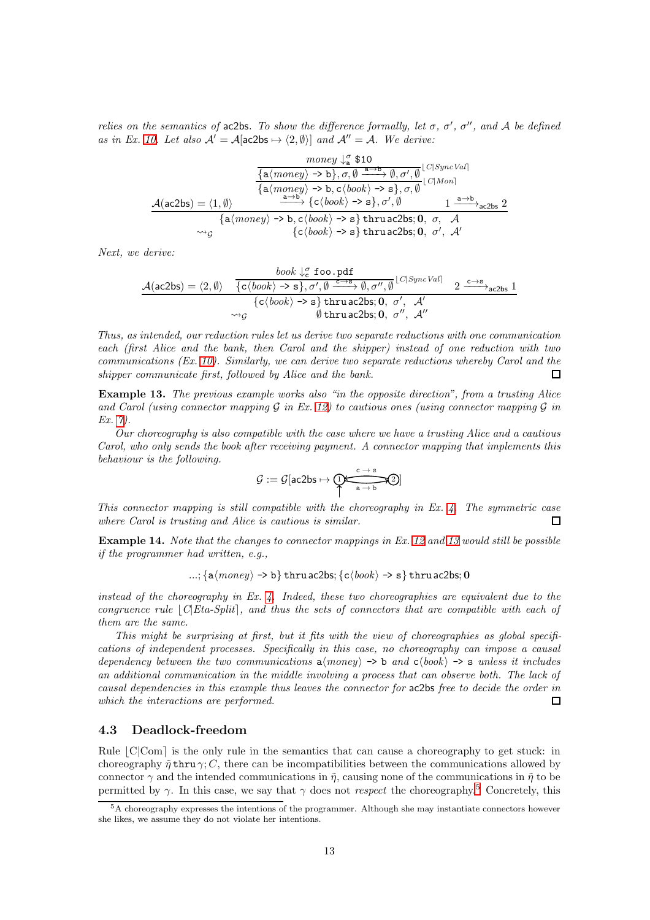relies on the semantics of ac2bs. To show the difference formally, let $\sigma$, $\sigma'$, $\sigma''$, and $\mathcal{A}$ be defined as in Ex. 10. Let also $\mathcal{A}' = \mathcal{A}[\mathsf{ac2bs} \mapsto \langle 2, \emptyset \rangle]$ and $\mathcal{A}'' = \mathcal{A}$. We derive:

$$
\dfrac{\mathcal{A}(\mathsf{ac2bs}) = \langle 1, \emptyset \rangle \quad \dfrac{\dfrac{\mathit{money} \downarrow^{\sigma}_{\mathsf{a}} \texttt{\$10}}{\{\mathsf{a}\langle \mathit{money} \rangle \texttt{ -> } \mathsf{b}\}, \sigma, \emptyset \xrightarrow{\mathsf{a} \to \mathsf{b}} \emptyset, \sigma', \emptyset}\lfloor C|\mathit{SyncVal}\rfloor}{\{\mathsf{a}\langle \mathit{money} \rangle \texttt{ -> } \mathsf{b}, \mathsf{c}\langle \mathit{book} \rangle \texttt{ -> } \mathsf{s}\}, \sigma, \emptyset \xrightarrow{\mathsf{a} \to \mathsf{b}} \{\mathsf{c}\langle \mathit{book} \rangle \texttt{ -> } \mathsf{s}\}, \sigma', \emptyset}\lfloor C|\mathit{Mon}\rfloor \quad 1 \xrightarrow{\mathsf{a} \to \mathsf{b}}_{\mathsf{ac2bs}} 2}{\{\mathsf{a}\langle \mathit{money} \rangle \texttt{ -> } \mathsf{b}, \mathsf{c}\langle \mathit{book} \rangle \texttt{ -> } \mathsf{s}\} \,\mathtt{thru}\, \mathsf{ac2bs}; \mathbf{0},\ \sigma,\ \mathcal{A} \rightsquigarrow_{\mathcal{G}} \{\mathsf{c}\langle \mathit{book} \rangle \texttt{ -> } \mathsf{s}\} \,\mathtt{thru}\, \mathsf{ac2bs}; \mathbf{0},\ \sigma',\ \mathcal{A}'}
$$

Next, we derive:

$$
\dfrac{\mathcal{A}(\mathsf{ac2bs}) = \langle 2, \emptyset \rangle \quad \dfrac{\mathit{book} \downarrow^{\sigma}_{\mathsf{c}} \texttt{foo.pdf}}{\{\mathsf{c}\langle \mathit{book} \rangle \texttt{ -> } \mathsf{s}\}, \sigma', \emptyset \xrightarrow{\mathsf{c} \to \mathsf{s}} \emptyset, \sigma'', \emptyset}\lfloor C|\mathit{SyncVal}\rfloor \quad 2 \xrightarrow{\mathsf{c} \to \mathsf{s}}_{\mathsf{ac2bs}} 1}{\{\mathsf{c}\langle \mathit{book} \rangle \texttt{ -> } \mathsf{s}\} \,\mathtt{thru}\, \mathsf{ac2bs}; \mathbf{0},\ \sigma',\ \mathcal{A}' \rightsquigarrow_{\mathcal{G}} \emptyset \,\mathtt{thru}\, \mathsf{ac2bs}; \mathbf{0},\ \sigma'',\ \mathcal{A}''}
$$

Thus, as intended, our reduction rules let us derive two separate reductions with one communication each (first Alice and the bank, then Carol and the shipper) instead of one reduction with two communications (Ex. 10). Similarly, we can derive two separate reductions whereby Carol and the shipper communicate first, followed by Alice and the bank. □

**Example 13.** *The previous example works also "in the opposite direction", from a trusting Alice and Carol (using connector mapping $\mathcal{G}$ in Ex. 12) to cautious ones (using connector mapping $\mathcal{G}$ in Ex. 7).*

*Our choreography is also compatible with the case where we have a trusting Alice and a cautious Carol, who only sends the book after receiving payment. A connector mapping that implements this behaviour is the following.*

$$
\mathcal{G} := \mathcal{G}[\mathsf{ac2bs} \mapsto \text{(automaton: initial state } 1,\ 1 \xrightarrow{\mathsf{a} \to \mathsf{b}} 2,\ 2 \xrightarrow{\mathsf{c} \to \mathsf{s}} 1)]
$$

*This connector mapping is still compatible with the choreography in Ex. 4. The symmetric case where Carol is trusting and Alice is cautious is similar.* □

**Example 14.** *Note that the changes to connector mappings in Ex. 12 and 13 would still be possible if the programmer had written, e.g.,*

$$
\ldots; \{\mathsf{a}\langle \mathit{money} \rangle \texttt{ -> } \mathsf{b}\} \,\mathtt{thru}\, \mathsf{ac2bs}; \{\mathsf{c}\langle \mathit{book} \rangle \texttt{ -> } \mathsf{s}\} \,\mathtt{thru}\, \mathsf{ac2bs}; \mathbf{0}
$$

*instead of the choreography in Ex. 4. Indeed, these two choreographies are equivalent due to the congruence rule $\lfloor C|\mathit{Eta\text{-}Split}\rfloor$, and thus the sets of connectors that are compatible with each of them are the same.*

*This might be surprising at first, but it fits with the view of choreographies as global specifications of independent processes. Specifically in this case, no choreography can impose a causal dependency between the two communications $\mathsf{a}\langle \mathit{money} \rangle$ -> $\mathsf{b}$ and $\mathsf{c}\langle \mathit{book} \rangle$ -> $\mathsf{s}$ unless it includes an additional communication in the middle involving a process that can observe both. The lack of causal dependencies in this example thus leaves the connector for ac2bs free to decide the order in which the interactions are performed.* □

### 4.3 Deadlock-freedom

Rule $\lfloor C|\mathrm{Com}\rfloor$ is the only rule in the semantics that can cause a choreography to get stuck: in choreography $\tilde{\eta}\,\mathtt{thru}\,\gamma; C$, there can be incompatibilities between the communications allowed by connector $\gamma$ and the intended communications in $\tilde{\eta}$, causing none of the communications in $\tilde{\eta}$ to be permitted by $\gamma$. In this case, we say that $\gamma$ does not *respect* the choreography.[5] Concretely, this

[5] A choreography expresses the intentions of the programmer. Although she may instantiate connectors however she likes, we assume they do not violate her intentions.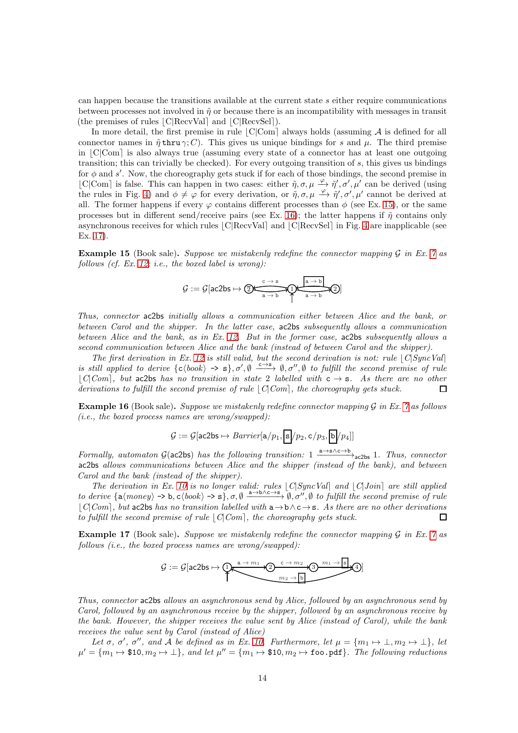can happen because the transitions available at the current state $s$ either require communications between processes not involved in $\tilde{\eta}$ or because there is an incompatibility with messages in transit (the premises of rules ⌊C|RecvVal⌉ and ⌊C|RecvSel⌉).

In more detail, the first premise in rule ⌊C|Com⌉ always holds (assuming $\mathcal{A}$ is defined for all connector names in $\tilde{\eta}\,\mathtt{thru}\,\gamma; C$). This gives us unique bindings for $s$ and $\mu$. The third premise in ⌊C|Com⌉ is also always true (assuming every state of a connector has at least one outgoing transition; this can trivially be checked). For every outgoing transition of $s$, this gives us bindings for $\phi$ and $s'$. Now, the choreography gets stuck if for each of those bindings, the second premise in ⌊C|Com⌉ is false. This can happen in two cases: either $\tilde{\eta}, \sigma, \mu \xrightarrow{\varphi} \tilde{\eta}', \sigma', \mu'$ can be derived (using the rules in Fig. 4) and $\phi \neq \varphi$ for every derivation, or $\tilde{\eta}, \sigma, \mu \xrightarrow{\varphi} \tilde{\eta}', \sigma', \mu'$ cannot be derived at all. The former happens if every $\varphi$ contains different processes than $\phi$ (see Ex. 15), or the same processes but in different send/receive pairs (see Ex. 16); the latter happens if $\tilde{\eta}$ contains only asynchronous receives for which rules ⌊C|RecvVal⌉ and ⌊C|RecvSel⌉ in Fig. 4 are inapplicable (see Ex. 17).

**Example 15** (Book sale)**.** *Suppose we mistakenly redefine the connector mapping $\mathcal{G}$ in Ex. 7 as follows (cf. Ex. 12; i.e., the boxed label is wrong):*

$$\mathcal{G} := \mathcal{G}[\mathsf{ac2bs} \mapsto \text{(2)} \xleftarrow{\mathsf{c}\to\mathsf{s}} \xrightarrow{\mathsf{a}\to\mathsf{b}} \text{(1)} \xleftarrow{\mathsf{a}\to\mathsf{b}} \xrightarrow{\boxed{\mathsf{a}\to\mathsf{b}}} \text{(2)}]$$

*Thus, connector* ac2bs *initially allows a communication either between Alice and the bank, or between Carol and the shipper. In the latter case,* ac2bs *subsequently allows a communication between Alice and the bank, as in Ex. 12. But in the former case,* ac2bs *subsequently allows a second communication between Alice and the bank (instead of between Carol and the shipper).*

*The first derivation in Ex. 12 is still valid, but the second derivation is not: rule ⌊C|SyncVal⌉ is still applied to derive $\{\mathsf{c}\langle book\rangle\ \texttt{->}\ \mathsf{s}\}, \sigma', \emptyset \xrightarrow{\mathsf{c}\to\mathsf{s}} \emptyset, \sigma'', \emptyset$ to fulfill the second premise of rule ⌊C|Com⌉, but* ac2bs *has no transition in state 2 labelled with $\mathsf{c}\to\mathsf{s}$. As there are no other derivations to fulfill the second premise of rule ⌊C|Com⌉, the choreography gets stuck.* □

**Example 16** (Book sale)**.** *Suppose we mistakenly redefine connector mapping $\mathcal{G}$ in Ex. 7 as follows (i.e., the boxed process names are wrong/swapped):*

$$\mathcal{G} := \mathcal{G}[\mathsf{ac2bs} \mapsto \mathit{Barrier}[\mathsf{a}/p_1, \boxed{\mathsf{s}}/p_2, \mathsf{c}/p_3, \boxed{\mathsf{b}}/p_4]]$$

*Formally, automaton $\mathcal{G}(\mathsf{ac2bs})$ has the following transition: $1 \xrightarrow{\mathsf{a}\to\mathsf{s}\wedge\mathsf{c}\to\mathsf{b}}_{\mathsf{ac2bs}} 1$. Thus, connector* ac2bs *allows communications between Alice and the shipper (instead of the bank), and between Carol and the bank (instead of the shipper).*

*The derivation in Ex. 10 is no longer valid: rules ⌊C|SyncVal⌉ and ⌊C|Join⌉ are still applied to derive $\{\mathsf{a}\langle money\rangle\ \texttt{->}\ \mathsf{b}, \mathsf{c}\langle book\rangle\ \texttt{->}\ \mathsf{s}\}, \sigma, \emptyset \xrightarrow{\mathsf{a}\to\mathsf{b}\wedge\mathsf{c}\to\mathsf{s}} \emptyset, \sigma'', \emptyset$ to fulfill the second premise of rule ⌊C|Com⌉, but* ac2bs *has no transition labelled with $\mathsf{a}\to\mathsf{b}\wedge\mathsf{c}\to\mathsf{s}$. As there are no other derivations to fulfill the second premise of rule ⌊C|Com⌉, the choreography gets stuck.* □

**Example 17** (Book sale)**.** *Suppose we mistakenly redefine the connector mapping $\mathcal{G}$ in Ex. 7 as follows (i.e., the boxed process names are wrong/swapped):*

$$\mathcal{G} := \mathcal{G}[\mathsf{ac2bs} \mapsto \text{(1)} \xrightarrow{\mathsf{a}\to m_1} \text{(2)} \xrightarrow{\mathsf{c}\to m_2} \text{(3)} \xrightarrow{m_1\to\boxed{\mathsf{s}}} \text{(4)} \xrightarrow{m_2\to\boxed{\mathsf{b}}} \text{(1)}]$$

*Thus, connector* ac2bs *allows an asynchronous send by Alice, followed by an asynchronous send by Carol, followed by an asynchronous receive by the shipper, followed by an asynchronous receive by the bank. However, the shipper receives the value sent by Alice (instead of Carol), while the bank receives the value sent by Carol (instead of Alice)*

*Let $\sigma$, $\sigma'$, $\sigma''$, and $\mathcal{A}$ be defined as in Ex. 10. Furthermore, let $\mu = \{m_1 \mapsto \bot, m_2 \mapsto \bot\}$, let $\mu' = \{m_1 \mapsto \$10, m_2 \mapsto \bot\}$, and let $\mu'' = \{m_1 \mapsto \$10, m_2 \mapsto \texttt{foo.pdf}\}$. The following reductions*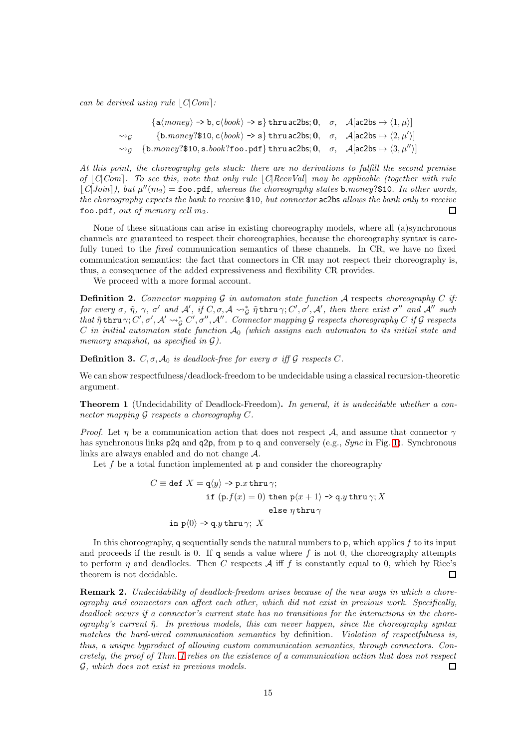*can be derived using rule* $\lfloor C|Com\rceil$*:*

$$
\begin{array}{lllll}
 & \{\mathsf{a}\langle \mathit{money}\rangle \texttt{ -> } \mathsf{b}, \mathsf{c}\langle \mathit{book}\rangle \texttt{ -> } \mathsf{s}\}\, \mathtt{thru}\, \mathsf{ac2bs}; \mathbf{0}, & \sigma, & \mathcal{A}[\mathsf{ac2bs} \mapsto \langle 1, \mu\rangle] \\
\rightsquigarrow_{\mathcal{G}} & \{\mathsf{b}.\mathit{money}?\$10, \mathsf{c}\langle \mathit{book}\rangle \texttt{ -> } \mathsf{s}\}\, \mathtt{thru}\, \mathsf{ac2bs}; \mathbf{0}, & \sigma, & \mathcal{A}[\mathsf{ac2bs} \mapsto \langle 2, \mu'\rangle] \\
\rightsquigarrow_{\mathcal{G}} & \{\mathsf{b}.\mathit{money}?\$10, \mathsf{s}.\mathit{book}?\mathtt{foo.pdf}\}\, \mathtt{thru}\, \mathsf{ac2bs}; \mathbf{0}, & \sigma, & \mathcal{A}[\mathsf{ac2bs} \mapsto \langle 3, \mu''\rangle]
\end{array}
$$

*At this point, the choreography gets stuck: there are no derivations to fulfill the second premise of* $\lfloor C|Com\rceil$*. To see this, note that only rule* $\lfloor C|RecvVal\rceil$ *may be applicable (together with rule* $\lfloor C|Join\rceil$*), but* $\mu''(m_2) = \mathtt{foo.pdf}$*, whereas the choreography states* $\mathsf{b}.\mathit{money}?\$10$*. In other words, the choreography expects the bank to receive* \$10*, but connector* ac2bs *allows the bank only to receive* `foo.pdf`*, out of memory cell* $m_2$*.* □

None of these situations can arise in existing choreography models, where all (a)synchronous channels are guaranteed to respect their choreographies, because the choreography syntax is carefully tuned to the *fixed* communication semantics of these channels. In CR, we have no fixed communication semantics: the fact that connectors in CR may not respect their choreography is, thus, a consequence of the added expressiveness and flexibility CR provides.

We proceed with a more formal account.

**Definition 2.** *Connector mapping* $\mathcal{G}$ *in automaton state function* $\mathcal{A}$ respects *choreography* $C$ *if: for every* $\sigma$*,* $\tilde{\eta}$*,* $\gamma$*,* $\sigma'$ *and* $\mathcal{A}'$*, if* $C, \sigma, \mathcal{A} \rightsquigarrow^*_{\mathcal{G}} \tilde{\eta}\, \mathtt{thru}\, \gamma; C', \sigma', \mathcal{A}'$*, then there exist* $\sigma''$ *and* $\mathcal{A}''$ *such that* $\tilde{\eta}\, \mathtt{thru}\, \gamma; C', \sigma', \mathcal{A}' \rightsquigarrow^*_{\mathcal{G}} C', \sigma'', \mathcal{A}''$*. Connector mapping* $\mathcal{G}$ *respects choreography* $C$ *if* $\mathcal{G}$ *respects* $C$ *in initial automaton state function* $\mathcal{A}_0$ *(which assigns each automaton to its initial state and memory snapshot, as specified in* $\mathcal{G}$*).*

**Definition 3.** $C, \sigma, \mathcal{A}_0$ *is deadlock-free for every* $\sigma$ *iff* $\mathcal{G}$ *respects* $C$*.*

We can show respectfulness/deadlock-freedom to be undecidable using a classical recursion-theoretic argument.

**Theorem 1** (Undecidability of Deadlock-Freedom)**.** *In general, it is undecidable whether a connector mapping* $\mathcal{G}$ *respects a choreography* $C$*.*

*Proof.* Let $\eta$ be a communication action that does not respect $\mathcal{A}$, and assume that connector $\gamma$ has synchronous links p2q and q2p, from p to q and conversely (e.g., *Sync* in Fig. 1). Synchronous links are always enabled and do not change $\mathcal{A}$.

Let $f$ be a total function implemented at p and consider the choreography

$$
\begin{array}{rl}
C \equiv \mathtt{def}\ X = & \mathsf{q}\langle y\rangle \texttt{ -> } \mathsf{p}.x\ \mathtt{thru}\,\gamma; \\
 & \mathtt{if}\ (\mathsf{p}.f(x) = 0)\ \mathtt{then}\ \mathsf{p}\langle x+1\rangle \texttt{ -> } \mathsf{q}.y\ \mathtt{thru}\,\gamma; X \\
 & \qquad\qquad\qquad\quad\ \mathtt{else}\ \eta\ \mathtt{thru}\,\gamma \\
\mathtt{in}\ \mathsf{p}\langle 0\rangle \texttt{ -> } \mathsf{q}.y\ \mathtt{thru}\,\gamma;\ X &
\end{array}
$$

In this choreography, q sequentially sends the natural numbers to p, which applies $f$ to its input and proceeds if the result is 0. If q sends a value where $f$ is not 0, the choreography attempts to perform $\eta$ and deadlocks. Then $C$ respects $\mathcal{A}$ iff $f$ is constantly equal to 0, which by Rice's theorem is not decidable. □

**Remark 2.** *Undecidability of deadlock-freedom arises because of the new ways in which a choreography and connectors can affect each other, which did not exist in previous work. Specifically, deadlock occurs if a connector's current state has no transitions for the interactions in the choreography's current* $\tilde{\eta}$*. In previous models, this can never happen, since the choreography syntax matches the hard-wired communication semantics* by definition*. Violation of respectfulness is, thus, a unique byproduct of allowing custom communication semantics, through connectors. Concretely, the proof of Thm. 1 relies on the existence of a communication action that does not respect* $\mathcal{G}$*, which does not exist in previous models.* □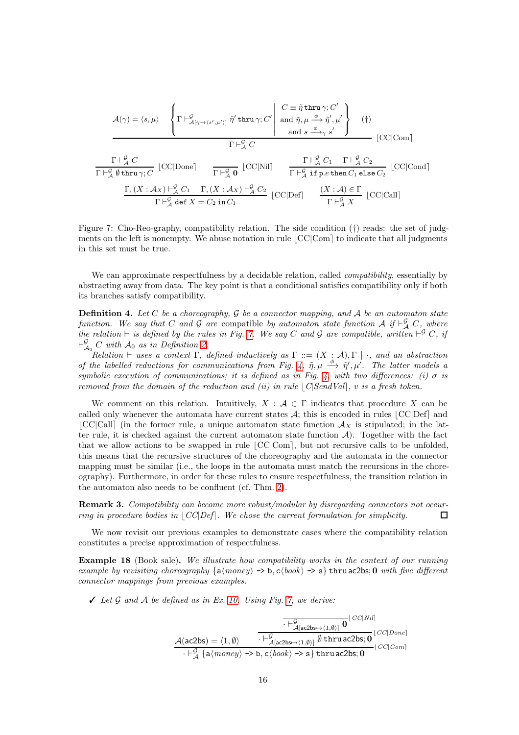$$\frac{\mathcal{A}(\gamma) = \langle s, \mu\rangle \qquad \left\{ \Gamma \vdash^{\mathcal{G}}_{\mathcal{A}[\gamma \mapsto \langle s', \mu'\rangle]} \tilde{\eta}' \, \mathtt{thru}\, \gamma; C' \;\middle|\; \begin{array}{l} C \equiv \tilde{\eta}\, \mathtt{thru}\, \gamma; C' \\ \text{and } \tilde{\eta}, \mu \xrightarrow{\phi} \tilde{\eta}', \mu' \\ \text{and } s \xrightarrow{\phi}_{\gamma} s' \end{array} \right\} \quad (\dagger)}{\Gamma \vdash^{\mathcal{G}}_{\mathcal{A}} C} \lfloor \text{CC|Com} \rceil$$

$$\frac{\Gamma \vdash^{\mathcal{G}}_{\mathcal{A}} C}{\Gamma \vdash^{\mathcal{G}}_{\mathcal{A}} \emptyset \, \mathtt{thru}\, \gamma; C} \lfloor \text{CC|Done} \rceil \qquad \frac{}{\Gamma \vdash^{\mathcal{G}}_{\mathcal{A}} \mathbf{0}} \lfloor \text{CC|Nil} \rceil \qquad \frac{\Gamma \vdash^{\mathcal{G}}_{\mathcal{A}} C_1 \quad \Gamma \vdash^{\mathcal{G}}_{\mathcal{A}} C_2}{\Gamma \vdash^{\mathcal{G}}_{\mathcal{A}} \mathtt{if}\, \mathsf{p}.e\, \mathtt{then}\, C_1\, \mathtt{else}\, C_2} \lfloor \text{CC|Cond} \rceil$$

$$\frac{\Gamma, (X : \mathcal{A}_X) \vdash^{\mathcal{G}}_{\mathcal{A}} C_1 \quad \Gamma, (X : \mathcal{A}_X) \vdash^{\mathcal{G}}_{\mathcal{A}} C_2}{\Gamma \vdash^{\mathcal{G}}_{\mathcal{A}} \mathtt{def}\, X = C_2\, \mathtt{in}\, C_1} \lfloor \text{CC|Def} \rceil \qquad \frac{(X : \mathcal{A}) \in \Gamma}{\Gamma \vdash^{\mathcal{G}}_{\mathcal{A}} X} \lfloor \text{CC|Call} \rceil$$

Figure 7: Cho-Reo-graphy, compatibility relation. The side condition (†) reads: the set of judgments on the left is nonempty. We abuse notation in rule $\lfloor$CC|Com$\rceil$ to indicate that all judgments in this set must be true.

We can approximate respectfulness by a decidable relation, called *compatibility*, essentially by abstracting away from data. The key point is that a conditional satisfies compatibility only if both its branches satisfy compatibility.

**Definition 4.** *Let $C$ be a choreography, $\mathcal{G}$ be a connector mapping, and $\mathcal{A}$ be an automaton state function. We say that $C$ and $\mathcal{G}$ are* compatible *by automaton state function $\mathcal{A}$ if $\vdash^{\mathcal{G}}_{\mathcal{A}} C$, where the relation $\vdash$ is defined by the rules in Fig. 7. We say $C$ and $\mathcal{G}$ are compatible, written $\vdash^{\mathcal{G}} C$, if $\vdash^{\mathcal{G}}_{\mathcal{A}_0} C$ with $\mathcal{A}_0$ as in Definition 2.*

*Relation $\vdash$ uses a context $\Gamma$, defined inductively as $\Gamma ::= (X : \mathcal{A}), \Gamma \mid \cdot$, and an abstraction of the labelled reductions for communications from Fig. 4: $\tilde{\eta}, \mu \xrightarrow{\phi} \tilde{\eta}', \mu'$. The latter models a symbolic execution of communications; it is defined as in Fig. 4, with two differences: (i) $\sigma$ is removed from the domain of the reduction and (ii) in rule $\lfloor$C|SendVal$\rceil$, $v$ is a fresh token.*

We comment on this relation. Intuitively, $X : \mathcal{A} \in \Gamma$ indicates that procedure $X$ can be called only whenever the automata have current states $\mathcal{A}$; this is encoded in rules $\lfloor$CC|Def$\rceil$ and $\lfloor$CC|Call$\rceil$ (in the former rule, a unique automaton state function $\mathcal{A}_X$ is stipulated; in the latter rule, it is checked against the current automaton state function $\mathcal{A}$). Together with the fact that we allow actions to be swapped in rule $\lfloor$CC|Com$\rceil$, but not recursive calls to be unfolded, this means that the recursive structures of the choreography and the automata in the connector mapping must be similar (i.e., the loops in the automata must match the recursions in the choreography). Furthermore, in order for these rules to ensure respectfulness, the transition relation in the automaton also needs to be confluent (cf. Thm. 2).

**Remark 3.** *Compatibility can become more robust/modular by disregarding connectors not occurring in procedure bodies in $\lfloor$CC|Def$\rceil$. We chose the current formulation for simplicity.* □

We now revisit our previous examples to demonstrate cases where the compatibility relation constitutes a precise approximation of respectfulness.

**Example 18** (Book sale)**.** *We illustrate how compatibility works in the context of our running example by revisiting choreography* $\{\mathsf{a}\langle money\rangle \;\text{->}\; \mathsf{b}, \mathsf{c}\langle book\rangle \;\text{->}\; \mathsf{s}\}\, \mathtt{thru}\, \mathsf{ac2bs}; \mathbf{0}$ *with five different connector mappings from previous examples.*

✓ *Let $\mathcal{G}$ and $\mathcal{A}$ be defined as in Ex. 10. Using Fig. 7, we derive:*

$$\frac{\mathcal{A}(\mathsf{ac2bs}) = \langle 1, \emptyset\rangle \qquad \dfrac{\dfrac{}{\cdot \vdash^{\mathcal{G}}_{\mathcal{A}[\mathsf{ac2bs} \mapsto \langle 1, \emptyset\rangle]} \mathbf{0}} \lfloor CC|Nil \rceil}{\cdot \vdash^{\mathcal{G}}_{\mathcal{A}[\mathsf{ac2bs} \mapsto \langle 1, \emptyset\rangle]} \emptyset\, \mathtt{thru}\, \mathsf{ac2bs}; \mathbf{0}} \lfloor CC|Done \rceil}{\cdot \vdash^{\mathcal{G}}_{\mathcal{A}} \{\mathsf{a}\langle money\rangle \;\text{->}\; \mathsf{b}, \mathsf{c}\langle book\rangle \;\text{->}\; \mathsf{s}\}\, \mathtt{thru}\, \mathsf{ac2bs}; \mathbf{0}} \lfloor CC|Com \rceil$$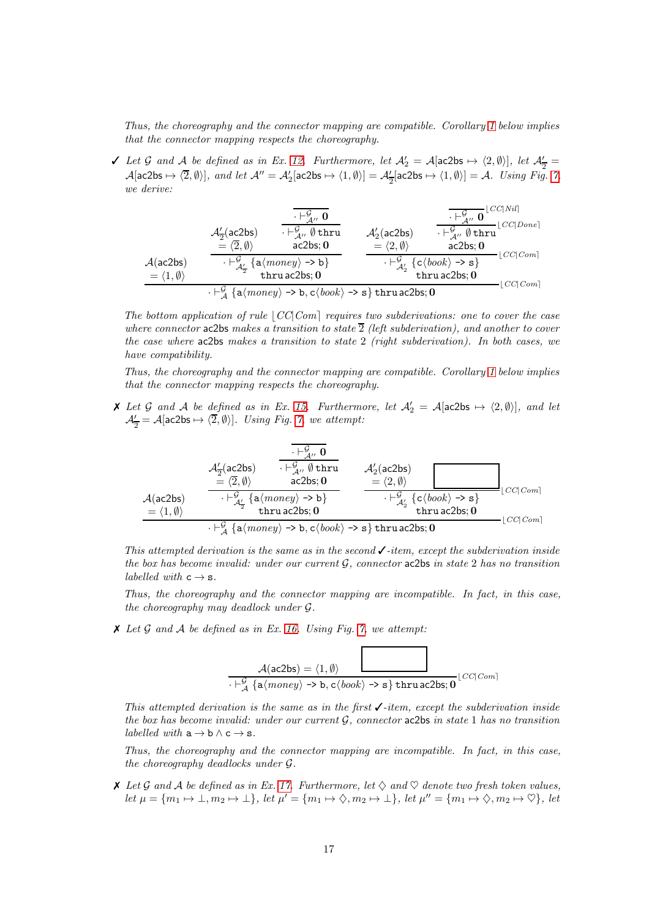*Thus, the choreography and the connector mapping are compatible. Corollary 1 below implies that the connector mapping respects the choreography.*

✓ *Let $\mathcal{G}$ and $\mathcal{A}$ be defined as in Ex. 12. Furthermore, let $\mathcal{A}'_2 = \mathcal{A}[\mathsf{ac2bs} \mapsto \langle 2, \emptyset\rangle]$, let $\mathcal{A}'_{\overline{2}} = \mathcal{A}[\mathsf{ac2bs} \mapsto \langle \overline{2}, \emptyset\rangle]$, and let $\mathcal{A}'' = \mathcal{A}'_2[\mathsf{ac2bs} \mapsto \langle 1, \emptyset\rangle] = \mathcal{A}'_{\overline{2}}[\mathsf{ac2bs} \mapsto \langle 1, \emptyset\rangle] = \mathcal{A}$. Using Fig. 7, we derive:*

$$
\dfrac{
\begin{array}{c}\mathcal{A}(\mathsf{ac2bs})\\ = \langle 1, \emptyset\rangle\end{array}
\quad
\dfrac{
\begin{array}{c}\mathcal{A}'_{\overline{2}}(\mathsf{ac2bs})\\ = \langle \overline{2}, \emptyset\rangle\end{array}
\quad
\dfrac{\overline{\cdot \vdash^{\mathcal{G}}_{\mathcal{A}''} \mathbf{0}}}{\begin{array}{c}\cdot \vdash^{\mathcal{G}}_{\mathcal{A}''} \emptyset\, \mathtt{thru}\\ \mathsf{ac2bs}; \mathbf{0}\end{array}}
}{
\begin{array}{c}\cdot \vdash^{\mathcal{G}}_{\mathcal{A}'_{\overline{2}}} \{\mathsf{a}\langle \mathit{money}\rangle\ \texttt{->}\ \mathsf{b}\}\\ \mathtt{thru}\, \mathsf{ac2bs}; \mathbf{0}\end{array}
}
\quad
\dfrac{
\begin{array}{c}\mathcal{A}'_2(\mathsf{ac2bs})\\ = \langle 2, \emptyset\rangle\end{array}
\quad
\dfrac{\overline{\cdot \vdash^{\mathcal{G}}_{\mathcal{A}''} \mathbf{0}}\,\lfloor CC|Nil\rceil}{\begin{array}{c}\cdot \vdash^{\mathcal{G}}_{\mathcal{A}''} \emptyset\, \mathtt{thru}\\ \mathsf{ac2bs}; \mathbf{0}\end{array}}\,\lfloor CC|Done\rceil
}{
\begin{array}{c}\cdot \vdash^{\mathcal{G}}_{\mathcal{A}'_2} \{\mathsf{c}\langle \mathit{book}\rangle\ \texttt{->}\ \mathsf{s}\}\\ \mathtt{thru}\, \mathsf{ac2bs}; \mathbf{0}\end{array}
}\,\lfloor CC|Com\rceil
}{
\cdot \vdash^{\mathcal{G}}_{\mathcal{A}} \{\mathsf{a}\langle \mathit{money}\rangle\ \texttt{->}\ \mathsf{b}, \mathsf{c}\langle \mathit{book}\rangle\ \texttt{->}\ \mathsf{s}\}\, \mathtt{thru}\, \mathsf{ac2bs}; \mathbf{0}
}\,\lfloor CC|Com\rceil
$$

*The bottom application of rule $\lfloor CC|Com\rceil$ requires two subderivations: one to cover the case where connector* ac2bs *makes a transition to state $\overline{2}$ (left subderivation), and another to cover the case where* ac2bs *makes a transition to state 2 (right subderivation). In both cases, we have compatibility.*

*Thus, the choreography and the connector mapping are compatible. Corollary 1 below implies that the connector mapping respects the choreography.*

✗ *Let $\mathcal{G}$ and $\mathcal{A}$ be defined as in Ex. 15. Furthermore, let $\mathcal{A}'_2 = \mathcal{A}[\mathsf{ac2bs} \mapsto \langle 2, \emptyset\rangle]$, and let $\mathcal{A}'_{\overline{2}} = \mathcal{A}[\mathsf{ac2bs} \mapsto \langle \overline{2}, \emptyset\rangle]$. Using Fig. 7, we attempt:*

$$
\dfrac{
\begin{array}{c}\mathcal{A}(\mathsf{ac2bs})\\ = \langle 1, \emptyset\rangle\end{array}
\quad
\dfrac{
\begin{array}{c}\mathcal{A}'_{\overline{2}}(\mathsf{ac2bs})\\ = \langle \overline{2}, \emptyset\rangle\end{array}
\quad
\dfrac{\overline{\cdot \vdash^{\mathcal{G}}_{\mathcal{A}''} \mathbf{0}}}{\begin{array}{c}\cdot \vdash^{\mathcal{G}}_{\mathcal{A}''} \emptyset\, \mathtt{thru}\\ \mathsf{ac2bs}; \mathbf{0}\end{array}}
}{
\begin{array}{c}\cdot \vdash^{\mathcal{G}}_{\mathcal{A}'_{\overline{2}}} \{\mathsf{a}\langle \mathit{money}\rangle\ \texttt{->}\ \mathsf{b}\}\\ \mathtt{thru}\, \mathsf{ac2bs}; \mathbf{0}\end{array}
}
\quad
\dfrac{
\begin{array}{c}\mathcal{A}'_2(\mathsf{ac2bs})\\ = \langle 2, \emptyset\rangle\end{array}
\quad
\boxed{\phantom{xxxxxxxx}}
}{
\begin{array}{c}\cdot \vdash^{\mathcal{G}}_{\mathcal{A}'_2} \{\mathsf{c}\langle \mathit{book}\rangle\ \texttt{->}\ \mathsf{s}\}\\ \mathtt{thru}\, \mathsf{ac2bs}; \mathbf{0}\end{array}
}\,\lfloor CC|Com\rceil
}{
\cdot \vdash^{\mathcal{G}}_{\mathcal{A}} \{\mathsf{a}\langle \mathit{money}\rangle\ \texttt{->}\ \mathsf{b}, \mathsf{c}\langle \mathit{book}\rangle\ \texttt{->}\ \mathsf{s}\}\, \mathtt{thru}\, \mathsf{ac2bs}; \mathbf{0}
}\,\lfloor CC|Com\rceil
$$

*This attempted derivation is the same as in the second ✓-item, except the subderivation inside the box has become invalid: under our current $\mathcal{G}$, connector* ac2bs *in state 2 has no transition labelled with $\mathsf{c} \to \mathsf{s}$.*

*Thus, the choreography and the connector mapping are incompatible. In fact, in this case, the choreography may deadlock under $\mathcal{G}$.*

✗ *Let $\mathcal{G}$ and $\mathcal{A}$ be defined as in Ex. 16. Using Fig. 7, we attempt:*

$$
\dfrac{
\mathcal{A}(\mathsf{ac2bs}) = \langle 1, \emptyset\rangle
\quad
\boxed{\phantom{xxxxxxxx}}
}{
\cdot \vdash^{\mathcal{G}}_{\mathcal{A}} \{\mathsf{a}\langle \mathit{money}\rangle\ \texttt{->}\ \mathsf{b}, \mathsf{c}\langle \mathit{book}\rangle\ \texttt{->}\ \mathsf{s}\}\, \mathtt{thru}\, \mathsf{ac2bs}; \mathbf{0}
}\,\lfloor CC|Com\rceil
$$

*This attempted derivation is the same as in the first ✓-item, except the subderivation inside the box has become invalid: under our current $\mathcal{G}$, connector* ac2bs *in state 1 has no transition labelled with $\mathsf{a} \to \mathsf{b} \wedge \mathsf{c} \to \mathsf{s}$.*

*Thus, the choreography and the connector mapping are incompatible. In fact, in this case, the choreography deadlocks under $\mathcal{G}$.*

✗ *Let $\mathcal{G}$ and $\mathcal{A}$ be defined as in Ex. 17. Furthermore, let $\diamondsuit$ and $\heartsuit$ denote two fresh token values, let $\mu = \{m_1 \mapsto \bot, m_2 \mapsto \bot\}$, let $\mu' = \{m_1 \mapsto \diamondsuit, m_2 \mapsto \bot\}$, let $\mu'' = \{m_1 \mapsto \diamondsuit, m_2 \mapsto \heartsuit\}$, let*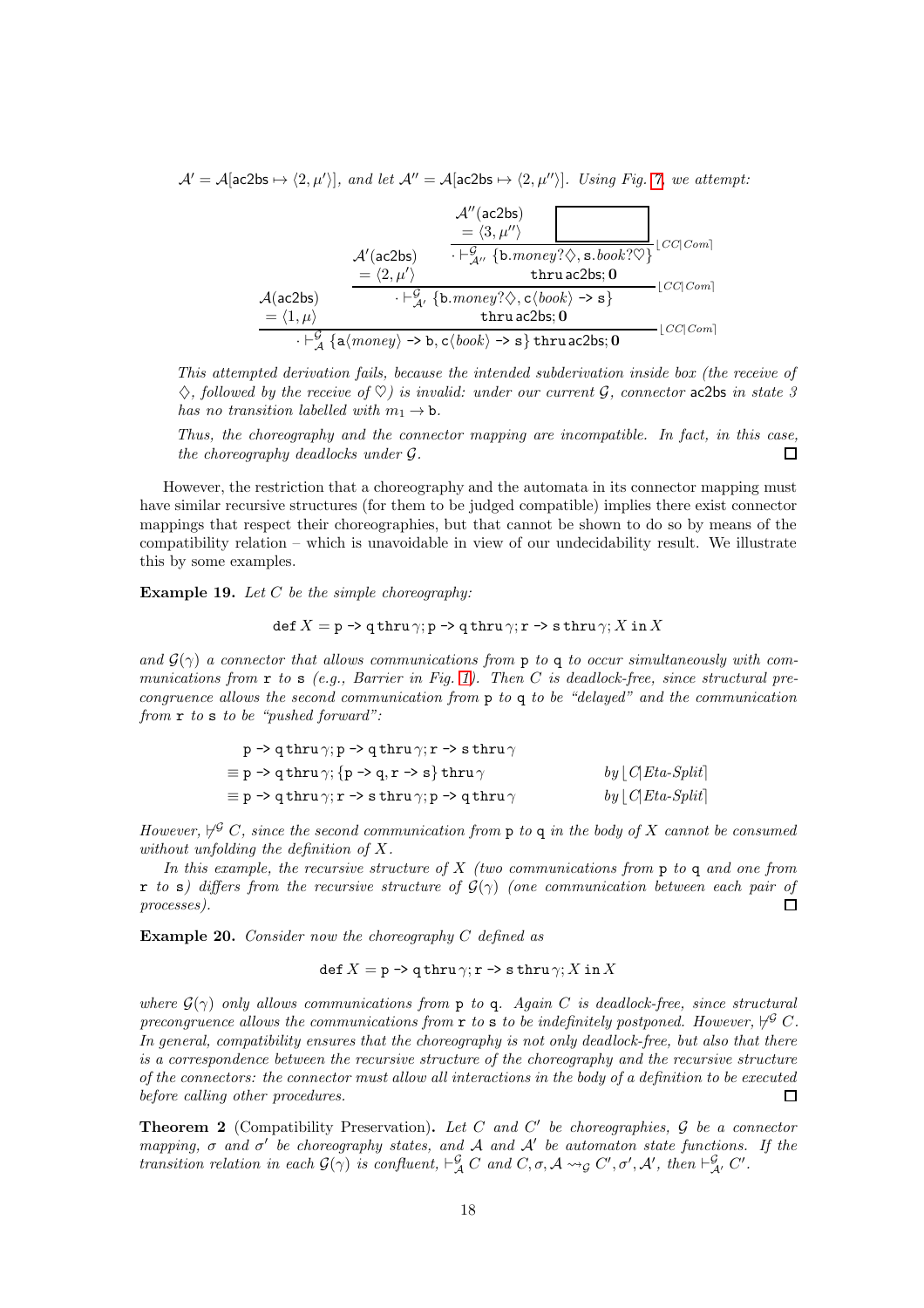$\mathcal{A}' = \mathcal{A}[\mathsf{ac2bs} \mapsto \langle 2, \mu' \rangle]$, *and let* $\mathcal{A}'' = \mathcal{A}[\mathsf{ac2bs} \mapsto \langle 2, \mu'' \rangle]$. *Using Fig. 7, we attempt:*

$$
\dfrac{\mathcal{A}(\mathsf{ac2bs}) = \langle 1, \mu \rangle \qquad \dfrac{\mathcal{A}'(\mathsf{ac2bs}) = \langle 2, \mu' \rangle \qquad \dfrac{\mathcal{A}''(\mathsf{ac2bs}) = \langle 3, \mu'' \rangle \qquad \boxed{\phantom{xxxxxx}}}{\cdot \vdash^{\mathcal{G}}_{\mathcal{A}''} \{\mathtt{b}.\mathit{money}?\diamondsuit, \mathtt{s}.\mathit{book}?\heartsuit\}\ \mathtt{thru}\,\mathsf{ac2bs}; \mathbf{0}}\lfloor CC|Com \rceil}{\cdot \vdash^{\mathcal{G}}_{\mathcal{A}'} \{\mathtt{b}.\mathit{money}?\diamondsuit, \mathtt{c}\langle \mathit{book} \rangle \texttt{ -> } \mathtt{s}\}\ \mathtt{thru}\,\mathsf{ac2bs}; \mathbf{0}}\lfloor CC|Com \rceil}{\cdot \vdash^{\mathcal{G}}_{\mathcal{A}} \{\mathtt{a}\langle \mathit{money} \rangle \texttt{ -> } \mathtt{b}, \mathtt{c}\langle \mathit{book} \rangle \texttt{ -> } \mathtt{s}\}\ \mathtt{thru}\,\mathsf{ac2bs}; \mathbf{0}}\lfloor CC|Com \rceil
$$

*This attempted derivation fails, because the intended subderivation inside box (the receive of* $\diamondsuit$*, followed by the receive of* $\heartsuit$*) is invalid: under our current* $\mathcal{G}$*, connector* ac2bs *in state 3 has no transition labelled with* $m_1 \to \mathtt{b}$*.*

*Thus, the choreography and the connector mapping are incompatible. In fact, in this case, the choreography deadlocks under* $\mathcal{G}$*.* □

However, the restriction that a choreography and the automata in its connector mapping must have similar recursive structures (for them to be judged compatible) implies there exist connector mappings that respect their choreographies, but that cannot be shown to do so by means of the compatibility relation – which is unavoidable in view of our undecidability result. We illustrate this by some examples.

**Example 19.** *Let* $C$ *be the simple choreography:*

$$\mathtt{def}\ X = \mathtt{p} \texttt{ -> } \mathtt{q}\ \mathtt{thru}\,\gamma; \mathtt{p} \texttt{ -> } \mathtt{q}\ \mathtt{thru}\,\gamma; \mathtt{r} \texttt{ -> } \mathtt{s}\ \mathtt{thru}\,\gamma; X\ \mathtt{in}\ X$$

*and* $\mathcal{G}(\gamma)$ *a connector that allows communications from* p *to* q *to occur simultaneously with communications from* r *to* s *(e.g., Barrier in Fig. 1). Then* $C$ *is deadlock-free, since structural precongruence allows the second communication from* p *to* q *to be "delayed" and the communication from* r *to* s *to be "pushed forward":*

$$
\begin{aligned}
&\mathtt{p} \texttt{ -> } \mathtt{q}\ \mathtt{thru}\,\gamma; \mathtt{p} \texttt{ -> } \mathtt{q}\ \mathtt{thru}\,\gamma; \mathtt{r} \texttt{ -> } \mathtt{s}\ \mathtt{thru}\,\gamma && \\
\equiv\ &\mathtt{p} \texttt{ -> } \mathtt{q}\ \mathtt{thru}\,\gamma; \{\mathtt{p} \texttt{ -> } \mathtt{q}, \mathtt{r} \texttt{ -> } \mathtt{s}\}\ \mathtt{thru}\,\gamma && \text{by } \lfloor C|\mathit{Eta\text{-}Split} \rceil \\
\equiv\ &\mathtt{p} \texttt{ -> } \mathtt{q}\ \mathtt{thru}\,\gamma; \mathtt{r} \texttt{ -> } \mathtt{s}\ \mathtt{thru}\,\gamma; \mathtt{p} \texttt{ -> } \mathtt{q}\ \mathtt{thru}\,\gamma && \text{by } \lfloor C|\mathit{Eta\text{-}Split} \rceil
\end{aligned}
$$

*However,* $\nvdash^{\mathcal{G}} C$*, since the second communication from* p *to* q *in the body of* $X$ *cannot be consumed without unfolding the definition of* $X$*.*

*In this example, the recursive structure of* $X$ *(two communications from* p *to* q *and one from* r *to* s*) differs from the recursive structure of* $\mathcal{G}(\gamma)$ *(one communication between each pair of processes).* □

**Example 20.** *Consider now the choreography* $C$ *defined as*

$$\mathtt{def}\ X = \mathtt{p} \texttt{ -> } \mathtt{q}\ \mathtt{thru}\,\gamma; \mathtt{r} \texttt{ -> } \mathtt{s}\ \mathtt{thru}\,\gamma; X\ \mathtt{in}\ X$$

*where* $\mathcal{G}(\gamma)$ *only allows communications from* p *to* q*. Again* $C$ *is deadlock-free, since structural precongruence allows the communications from* r *to* s *to be indefinitely postponed. However,* $\nvdash^{\mathcal{G}} C$*. In general, compatibility ensures that the choreography is not only deadlock-free, but also that there is a correspondence between the recursive structure of the choreography and the recursive structure of the connectors: the connector must allow all interactions in the body of a definition to be executed before calling other procedures.* □

**Theorem 2** (Compatibility Preservation)**.** *Let* $C$ *and* $C'$ *be choreographies,* $\mathcal{G}$ *be a connector mapping,* $\sigma$ *and* $\sigma'$ *be choreography states, and* $\mathcal{A}$ *and* $\mathcal{A}'$ *be automaton state functions. If the transition relation in each* $\mathcal{G}(\gamma)$ *is confluent,* $\vdash^{\mathcal{G}}_{\mathcal{A}} C$ *and* $C, \sigma, \mathcal{A} \rightsquigarrow_{\mathcal{G}} C', \sigma', \mathcal{A}'$*, then* $\vdash^{\mathcal{G}}_{\mathcal{A}'} C'$*.*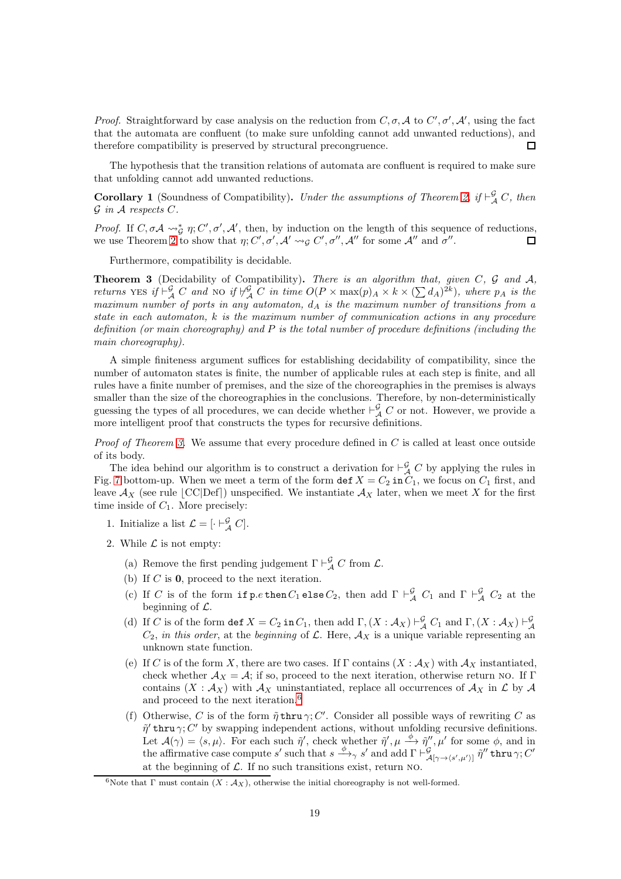*Proof.* Straightforward by case analysis on the reduction from $C, \sigma, \mathcal{A}$ to $C', \sigma', \mathcal{A}'$, using the fact that the automata are confluent (to make sure unfolding cannot add unwanted reductions), and therefore compatibility is preserved by structural precongruence. ☐

The hypothesis that the transition relations of automata are confluent is required to make sure that unfolding cannot add unwanted reductions.

**Corollary 1** (Soundness of Compatibility)**.** *Under the assumptions of Theorem 2, if $\vdash^{\mathcal{G}}_{\mathcal{A}} C$, then $\mathcal{G}$ in $\mathcal{A}$ respects $C$.*

*Proof.* If $C, \sigma\mathcal{A} \rightsquigarrow^*_{\mathcal{G}} \eta; C', \sigma', \mathcal{A}'$, then, by induction on the length of this sequence of reductions, we use Theorem 2 to show that $\eta; C', \sigma', \mathcal{A}' \rightsquigarrow_{\mathcal{G}} C', \sigma'', \mathcal{A}''$ for some $\mathcal{A}''$ and $\sigma''$. ☐

Furthermore, compatibility is decidable.

**Theorem 3** (Decidability of Compatibility)**.** *There is an algorithm that, given $C$, $\mathcal{G}$ and $\mathcal{A}$, returns* YES *if $\vdash^{\mathcal{G}}_{\mathcal{A}} C$ and* NO *if $\nvdash^{\mathcal{G}}_{\mathcal{A}} C$ in time $O(P \times \max(p)_A \times k \times (\sum d_A)^{2k})$, where $p_A$ is the maximum number of ports in any automaton, $d_A$ is the maximum number of transitions from a state in each automaton, $k$ is the maximum number of communication actions in any procedure definition (or main choreography) and $P$ is the total number of procedure definitions (including the main choreography).*

A simple finiteness argument suffices for establishing decidability of compatibility, since the number of automaton states is finite, the number of applicable rules at each step is finite, and all rules have a finite number of premises, and the size of the choreographies in the premises is always smaller than the size of the choreographies in the conclusions. Therefore, by non-deterministically guessing the types of all procedures, we can decide whether $\vdash^{\mathcal{G}}_{\mathcal{A}} C$ or not. However, we provide a more intelligent proof that constructs the types for recursive definitions.

*Proof of Theorem 3.* We assume that every procedure defined in $C$ is called at least once outside of its body.

The idea behind our algorithm is to construct a derivation for $\vdash^{\mathcal{G}}_{\mathcal{A}} C$ by applying the rules in Fig. 7 bottom-up. When we meet a term of the form $\mathtt{def}\ X = C_2\ \mathtt{in}\ C_1$, we focus on $C_1$ first, and leave $\mathcal{A}_X$ (see rule $\lfloor$CC|Def$\rceil$) unspecified. We instantiate $\mathcal{A}_X$ later, when we meet $X$ for the first time inside of $C_1$. More precisely:

1. Initialize a list $\mathcal{L} = [\cdot \vdash^{\mathcal{G}}_{\mathcal{A}} C]$.
2. While $\mathcal{L}$ is not empty:
   (a) Remove the first pending judgement $\Gamma \vdash^{\mathcal{G}}_{\mathcal{A}} C$ from $\mathcal{L}$.
   (b) If $C$ is $\mathbf{0}$, proceed to the next iteration.
   (c) If $C$ is of the form $\mathtt{if}\ \mathsf{p}.e\ \mathtt{then}\ C_1\ \mathtt{else}\ C_2$, then add $\Gamma \vdash^{\mathcal{G}}_{\mathcal{A}} C_1$ and $\Gamma \vdash^{\mathcal{G}}_{\mathcal{A}} C_2$ at the beginning of $\mathcal{L}$.
   (d) If $C$ is of the form $\mathtt{def}\ X = C_2\ \mathtt{in}\ C_1$, then add $\Gamma, (X : \mathcal{A}_X) \vdash^{\mathcal{G}}_{\mathcal{A}} C_1$ and $\Gamma, (X : \mathcal{A}_X) \vdash^{\mathcal{G}}_{\mathcal{A}} C_2$, *in this order*, at the *beginning* of $\mathcal{L}$. Here, $\mathcal{A}_X$ is a unique variable representing an unknown state function.
   (e) If $C$ is of the form $X$, there are two cases. If $\Gamma$ contains $(X : \mathcal{A}_X)$ with $\mathcal{A}_X$ instantiated, check whether $\mathcal{A}_X = \mathcal{A}$; if so, proceed to the next iteration, otherwise return NO. If $\Gamma$ contains $(X : \mathcal{A}_X)$ with $\mathcal{A}_X$ uninstantiated, replace all occurrences of $\mathcal{A}_X$ in $\mathcal{L}$ by $\mathcal{A}$ and proceed to the next iteration.[6]
   (f) Otherwise, $C$ is of the form $\tilde{\eta}\ \mathtt{thru}\ \gamma; C'$. Consider all possible ways of rewriting $C$ as $\tilde{\eta}'\ \mathtt{thru}\ \gamma; C'$ by swapping independent actions, without unfolding recursive definitions. Let $\mathcal{A}(\gamma) = \langle s, \mu \rangle$. For each such $\tilde{\eta}'$, check whether $\tilde{\eta}', \mu \xrightarrow{\phi} \tilde{\eta}'', \mu'$ for some $\phi$, and in the affirmative case compute $s'$ such that $s \xrightarrow{\phi}_{\gamma} s'$ and add $\Gamma \vdash^{\mathcal{G}}_{\mathcal{A}[\gamma \to \langle s', \mu' \rangle]} \tilde{\eta}''\ \mathtt{thru}\ \gamma; C'$ at the beginning of $\mathcal{L}$. If no such transitions exist, return NO.

[6] Note that $\Gamma$ must contain $(X : \mathcal{A}_X)$, otherwise the initial choreography is not well-formed.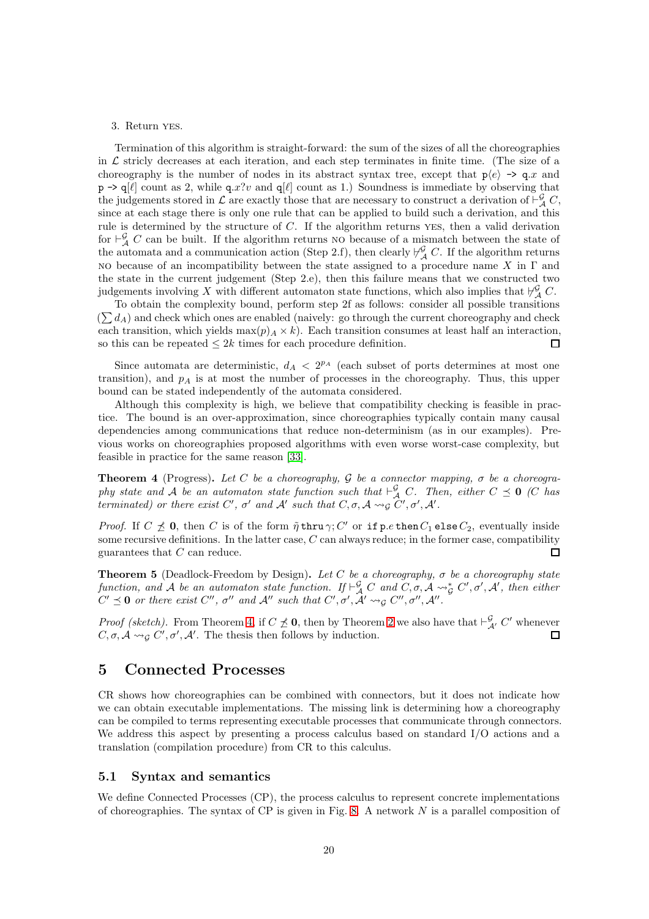3. Return YES.

Termination of this algorithm is straight-forward: the sum of the sizes of all the choreographies in $\mathcal{L}$ stricly decreases at each iteration, and each step terminates in finite time. (The size of a choreography is the number of nodes in its abstract syntax tree, except that $\mathtt{p}\langle e\rangle$ `->` $\mathtt{q}.x$ and $\mathtt{p}$ `->` $\mathtt{q}[\ell]$ count as 2, while $\mathtt{q}.x?v$ and $\mathtt{q}[\ell]$ count as 1.) Soundness is immediate by observing that the judgements stored in $\mathcal{L}$ are exactly those that are necessary to construct a derivation of $\vdash^{\mathcal{G}}_{\mathcal{A}} C$, since at each stage there is only one rule that can be applied to build such a derivation, and this rule is determined by the structure of $C$. If the algorithm returns YES, then a valid derivation for $\vdash^{\mathcal{G}}_{\mathcal{A}} C$ can be built. If the algorithm returns NO because of a mismatch between the state of the automata and a communication action (Step 2.f), then clearly $\nvdash^{\mathcal{G}}_{\mathcal{A}} C$. If the algorithm returns NO because of an incompatibility between the state assigned to a procedure name $X$ in $\Gamma$ and the state in the current judgement (Step 2.e), then this failure means that we constructed two judgements involving $X$ with different automaton state functions, which also implies that $\nvdash^{\mathcal{G}}_{\mathcal{A}} C$.

To obtain the complexity bound, perform step 2f as follows: consider all possible transitions $(\sum d_A)$ and check which ones are enabled (naively: go through the current choreography and check each transition, which yields $\max(p)_A \times k$). Each transition consumes at least half an interaction, so this can be repeated $\leq 2k$ times for each procedure definition. ◻

Since automata are deterministic, $d_A < 2^{p_A}$ (each subset of ports determines at most one transition), and $p_A$ is at most the number of processes in the choreography. Thus, this upper bound can be stated independently of the automata considered.

Although this complexity is high, we believe that compatibility checking is feasible in practice. The bound is an over-approximation, since choreographies typically contain many causal dependencies among communications that reduce non-determinism (as in our examples). Previous works on choreographies proposed algorithms with even worse worst-case complexity, but feasible in practice for the same reason [33].

**Theorem 4** (Progress)**.** *Let $C$ be a choreography, $\mathcal{G}$ be a connector mapping, $\sigma$ be a choreography state and $\mathcal{A}$ be an automaton state function such that $\vdash^{\mathcal{G}}_{\mathcal{A}} C$. Then, either $C \preceq \mathbf{0}$ ($C$ has terminated) or there exist $C'$, $\sigma'$ and $\mathcal{A}'$ such that $C, \sigma, \mathcal{A} \rightsquigarrow_{\mathcal{G}} C', \sigma', \mathcal{A}'$.*

*Proof.* If $C \not\preceq \mathbf{0}$, then $C$ is of the form $\tilde{\eta}\,\mathtt{thru}\,\gamma; C'$ or $\mathtt{if}\,\mathtt{p}.e\,\mathtt{then}\,C_1\,\mathtt{else}\,C_2$, eventually inside some recursive definitions. In the latter case, $C$ can always reduce; in the former case, compatibility guarantees that $C$ can reduce. ◻

**Theorem 5** (Deadlock-Freedom by Design)**.** *Let $C$ be a choreography, $\sigma$ be a choreography state function, and $\mathcal{A}$ be an automaton state function. If $\vdash^{\mathcal{G}}_{\mathcal{A}} C$ and $C, \sigma, \mathcal{A} \rightsquigarrow^{*}_{\mathcal{G}} C', \sigma', \mathcal{A}'$, then either $C' \preceq \mathbf{0}$ or there exist $C''$, $\sigma''$ and $\mathcal{A}''$ such that $C', \sigma', \mathcal{A}' \rightsquigarrow_{\mathcal{G}} C'', \sigma'', \mathcal{A}''$.*

*Proof (sketch).* From Theorem 4, if $C \not\preceq \mathbf{0}$, then by Theorem 2 we also have that $\vdash^{\mathcal{G}}_{\mathcal{A}'} C'$ whenever $C, \sigma, \mathcal{A} \rightsquigarrow_{\mathcal{G}} C', \sigma', \mathcal{A}'$. The thesis then follows by induction. ◻

# 5 Connected Processes

CR shows how choreographies can be combined with connectors, but it does not indicate how we can obtain executable implementations. The missing link is determining how a choreography can be compiled to terms representing executable processes that communicate through connectors. We address this aspect by presenting a process calculus based on standard I/O actions and a translation (compilation procedure) from CR to this calculus.

## 5.1 Syntax and semantics

We define Connected Processes (CP), the process calculus to represent concrete implementations of choreographies. The syntax of CP is given in Fig. 8. A network $N$ is a parallel composition of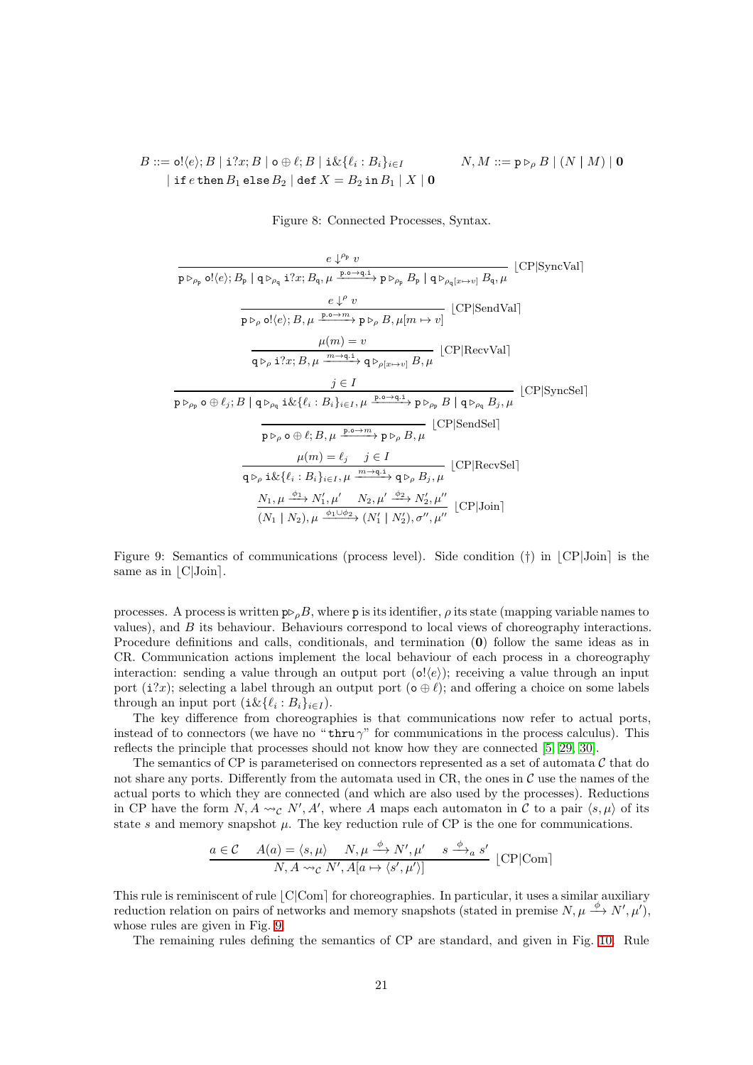$$B ::= \mathtt{o}!\langle e\rangle; B \mid \mathtt{i}?x; B \mid \mathtt{o} \oplus \ell; B \mid \mathtt{i}\&\{\ell_i : B_i\}_{i\in I} \qquad N, M ::= \mathtt{p} \triangleright_\rho B \mid (N \mid M) \mid \mathbf{0}$$
$$\mid \mathtt{if}\, e\, \mathtt{then}\, B_1\, \mathtt{else}\, B_2 \mid \mathtt{def}\ X = B_2\ \mathtt{in}\, B_1 \mid X \mid \mathbf{0}$$

Figure 8: Connected Processes, Syntax.

$$\frac{e \downarrow^{\rho_\mathtt{p}} v}{\mathtt{p} \triangleright_{\rho_\mathtt{p}} \mathtt{o}!\langle e\rangle; B_\mathtt{p} \mid \mathtt{q} \triangleright_{\rho_\mathtt{q}} \mathtt{i}?x; B_\mathtt{q}, \mu \xrightarrow{\mathtt{p.o}\to\mathtt{q.i}} \mathtt{p} \triangleright_{\rho_\mathtt{p}} B_\mathtt{p} \mid \mathtt{q} \triangleright_{\rho_\mathtt{q}[x\mapsto v]} B_\mathtt{q}, \mu} \ \lfloor\text{CP}|\text{SyncVal}\rceil$$

$$\frac{e \downarrow^{\rho} v}{\mathtt{p} \triangleright_{\rho} \mathtt{o}!\langle e\rangle; B, \mu \xrightarrow{\mathtt{p.o}\to m} \mathtt{p} \triangleright_{\rho} B, \mu[m \mapsto v]} \ \lfloor\text{CP}|\text{SendVal}\rceil$$

$$\frac{\mu(m) = v}{\mathtt{q} \triangleright_{\rho} \mathtt{i}?x; B, \mu \xrightarrow{m\to\mathtt{q.i}} \mathtt{q} \triangleright_{\rho[x\mapsto v]} B, \mu} \ \lfloor\text{CP}|\text{RecvVal}\rceil$$

$$\frac{j \in I}{\mathtt{p} \triangleright_{\rho_\mathtt{p}} \mathtt{o} \oplus \ell_j; B \mid \mathtt{q} \triangleright_{\rho_\mathtt{q}} \mathtt{i}\&\{\ell_i : B_i\}_{i\in I}, \mu \xrightarrow{\mathtt{p.o}\to\mathtt{q.i}} \mathtt{p} \triangleright_{\rho_\mathtt{p}} B \mid \mathtt{q} \triangleright_{\rho_\mathtt{q}} B_j, \mu} \ \lfloor\text{CP}|\text{SyncSel}\rceil$$

$$\frac{}{\mathtt{p} \triangleright_{\rho} \mathtt{o} \oplus \ell; B, \mu \xrightarrow{\mathtt{p.o}\to m} \mathtt{p} \triangleright_{\rho} B, \mu} \ \lfloor\text{CP}|\text{SendSel}\rceil$$

$$\frac{\mu(m) = \ell_j \quad j \in I}{\mathtt{q} \triangleright_{\rho} \mathtt{i}\&\{\ell_i : B_i\}_{i\in I}, \mu \xrightarrow{m\to\mathtt{q.i}} \mathtt{q} \triangleright_{\rho} B_j, \mu} \ \lfloor\text{CP}|\text{RecvSel}\rceil$$

$$\frac{N_1, \mu \xrightarrow{\phi_1} N_1', \mu' \quad N_2, \mu' \xrightarrow{\phi_2} N_2', \mu''}{(N_1 \mid N_2), \mu \xrightarrow{\phi_1\cup\phi_2} (N_1' \mid N_2'), \sigma'', \mu''} \ \lfloor\text{CP}|\text{Join}\rceil$$

Figure 9: Semantics of communications (process level). Side condition (†) in $\lfloor$CP|Join$\rceil$ is the same as in $\lfloor$C|Join$\rceil$.

processes. A process is written $\mathtt{p} \triangleright_\rho B$, where $\mathtt{p}$ is its identifier, $\rho$ its state (mapping variable names to values), and $B$ its behaviour. Behaviours correspond to local views of choreography interactions. Procedure definitions and calls, conditionals, and termination ($\mathbf{0}$) follow the same ideas as in CR. Communication actions implement the local behaviour of each process in a choreography interaction: sending a value through an output port ($\mathtt{o}!\langle e\rangle$); receiving a value through an input port ($\mathtt{i}?x$); selecting a label through an output port ($\mathtt{o} \oplus \ell$); and offering a choice on some labels through an input port ($\mathtt{i}\&\{\ell_i : B_i\}_{i\in I}$).

The key difference from choreographies is that communications now refer to actual ports, instead of to connectors (we have no "$\mathtt{thru}\,\gamma$" for communications in the process calculus). This reflects the principle that processes should not know how they are connected [5, 29, 30].

The semantics of CP is parameterised on connectors represented as a set of automata $\mathcal{C}$ that do not share any ports. Differently from the automata used in CR, the ones in $\mathcal{C}$ use the names of the actual ports to which they are connected (and which are also used by the processes). Reductions in CP have the form $N, A \rightsquigarrow_\mathcal{C} N', A'$, where $A$ maps each automaton in $\mathcal{C}$ to a pair $\langle s, \mu\rangle$ of its state $s$ and memory snapshot $\mu$. The key reduction rule of CP is the one for communications.

$$\frac{a \in \mathcal{C} \quad A(a) = \langle s, \mu\rangle \quad N, \mu \xrightarrow{\phi} N', \mu' \quad s \xrightarrow{\phi}_a s'}{N, A \rightsquigarrow_\mathcal{C} N', A[a \mapsto \langle s', \mu'\rangle]} \ \lfloor\text{CP}|\text{Com}\rceil$$

This rule is reminiscent of rule $\lfloor$C|Com$\rceil$ for choreographies. In particular, it uses a similar auxiliary reduction relation on pairs of networks and memory snapshots (stated in premise $N, \mu \xrightarrow{\phi} N', \mu'$), whose rules are given in Fig. 9.

The remaining rules defining the semantics of CP are standard, and given in Fig. 10. Rule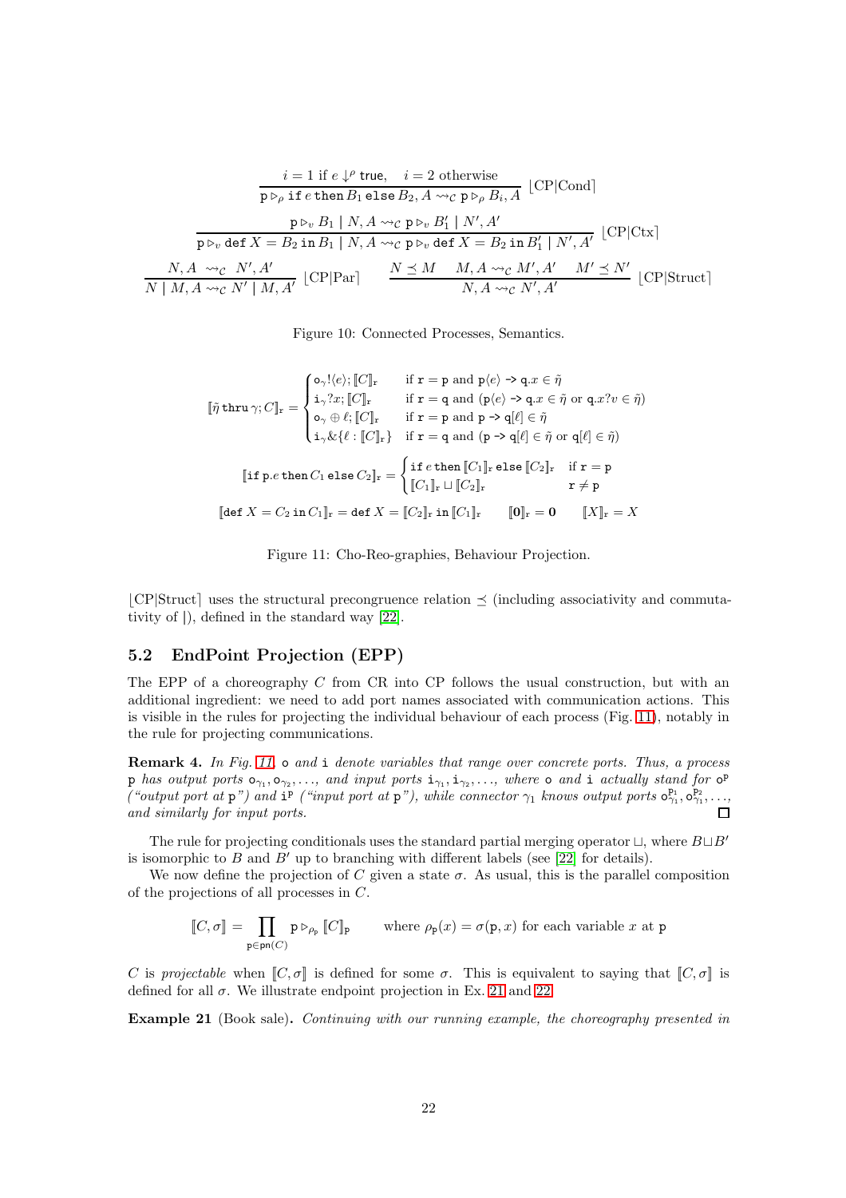$$\frac{i = 1 \text{ if } e \downarrow^{\rho} \mathsf{true}, \quad i = 2 \text{ otherwise}}{\mathtt{p} \triangleright_{\rho} \mathtt{if}\ e\ \mathtt{then}\ B_1\ \mathtt{else}\ B_2, A \rightsquigarrow_{\mathcal{C}} \mathtt{p} \triangleright_{\rho} B_i, A}\ \lfloor \text{CP|Cond} \rceil$$

$$\frac{\mathtt{p} \triangleright_v B_1 \mid N, A \rightsquigarrow_{\mathcal{C}} \mathtt{p} \triangleright_v B_1' \mid N', A'}{\mathtt{p} \triangleright_v \mathtt{def}\ X = B_2\ \mathtt{in}\ B_1 \mid N, A \rightsquigarrow_{\mathcal{C}} \mathtt{p} \triangleright_v \mathtt{def}\ X = B_2\ \mathtt{in}\ B_1' \mid N', A'}\ \lfloor \text{CP|Ctx} \rceil$$

$$\frac{N, A \rightsquigarrow_{\mathcal{C}} N', A'}{N \mid M, A \rightsquigarrow_{\mathcal{C}} N' \mid M, A'}\ \lfloor \text{CP|Par} \rceil \qquad \frac{N \preceq M \quad M, A \rightsquigarrow_{\mathcal{C}} M', A' \quad M' \preceq N'}{N, A \rightsquigarrow_{\mathcal{C}} N', A'}\ \lfloor \text{CP|Struct} \rceil$$

Figure 10: Connected Processes, Semantics.

$$[\![\tilde{\eta}\ \mathtt{thru}\ \gamma; C]\!]_{\mathtt{r}} = \begin{cases} \mathtt{o}_{\gamma}!\langle e\rangle; [\![C]\!]_{\mathtt{r}} & \text{if } \mathtt{r} = \mathtt{p} \text{ and } \mathtt{p}\langle e\rangle \ \texttt{->}\ \mathtt{q}.x \in \tilde{\eta} \\ \mathtt{i}_{\gamma}?x; [\![C]\!]_{\mathtt{r}} & \text{if } \mathtt{r} = \mathtt{q} \text{ and } (\mathtt{p}\langle e\rangle \ \texttt{->}\ \mathtt{q}.x \in \tilde{\eta} \text{ or } \mathtt{q}.x?v \in \tilde{\eta}) \\ \mathtt{o}_{\gamma} \oplus \ell; [\![C]\!]_{\mathtt{r}} & \text{if } \mathtt{r} = \mathtt{p} \text{ and } \mathtt{p}\ \texttt{->}\ \mathtt{q}[\ell] \in \tilde{\eta} \\ \mathtt{i}_{\gamma}\&\{\ell : [\![C]\!]_{\mathtt{r}}\} & \text{if } \mathtt{r} = \mathtt{q} \text{ and } (\mathtt{p}\ \texttt{->}\ \mathtt{q}[\ell] \in \tilde{\eta} \text{ or } \mathtt{q}[\ell] \in \tilde{\eta}) \end{cases}$$

$$[\![\mathtt{if}\ \mathtt{p}.e\ \mathtt{then}\ C_1\ \mathtt{else}\ C_2]\!]_{\mathtt{r}} = \begin{cases} \mathtt{if}\ e\ \mathtt{then}\ [\![C_1]\!]_{\mathtt{r}}\ \mathtt{else}\ [\![C_2]\!]_{\mathtt{r}} & \text{if } \mathtt{r} = \mathtt{p} \\ [\![C_1]\!]_{\mathtt{r}} \sqcup [\![C_2]\!]_{\mathtt{r}} & \mathtt{r} \neq \mathtt{p} \end{cases}$$

$$[\![\mathtt{def}\ X = C_2\ \mathtt{in}\ C_1]\!]_{\mathtt{r}} = \mathtt{def}\ X = [\![C_2]\!]_{\mathtt{r}}\ \mathtt{in}\ [\![C_1]\!]_{\mathtt{r}} \qquad [\![\mathbf{0}]\!]_{\mathtt{r}} = \mathbf{0} \qquad [\![X]\!]_{\mathtt{r}} = X$$

Figure 11: Cho-Reo-graphies, Behaviour Projection.

$\lfloor$CP|Struct$\rceil$ uses the structural precongruence relation $\preceq$ (including associativity and commutativity of $|$), defined in the standard way [22].

## 5.2 EndPoint Projection (EPP)

The EPP of a choreography $C$ from CR into CP follows the usual construction, but with an additional ingredient: we need to add port names associated with communication actions. This is visible in the rules for projecting the individual behaviour of each process (Fig. 11), notably in the rule for projecting communications.

**Remark 4.** *In Fig. 11,* $\mathtt{o}$ *and* $\mathtt{i}$ *denote variables that range over concrete ports. Thus, a process* $\mathtt{p}$ *has output ports* $\mathtt{o}_{\gamma_1}, \mathtt{o}_{\gamma_2}, \ldots$*, and input ports* $\mathtt{i}_{\gamma_1}, \mathtt{i}_{\gamma_2}, \ldots$*, where* $\mathtt{o}$ *and* $\mathtt{i}$ *actually stand for* $\mathtt{o}^{\mathtt{p}}$ *("output port at* $\mathtt{p}$*") and* $\mathtt{i}^{\mathtt{p}}$ *("input port at* $\mathtt{p}$*"), while connector* $\gamma_1$ *knows output ports* $\mathtt{o}^{\mathtt{p}_1}_{\gamma_1}, \mathtt{o}^{\mathtt{p}_2}_{\gamma_1}, \ldots$*, and similarly for input ports.* ◻

The rule for projecting conditionals uses the standard partial merging operator $\sqcup$, where $B \sqcup B'$ is isomorphic to $B$ and $B'$ up to branching with different labels (see [22] for details).

We now define the projection of $C$ given a state $\sigma$. As usual, this is the parallel composition of the projections of all processes in $C$.

$$[\![C, \sigma]\!] = \prod_{\mathtt{p} \in \mathsf{pn}(C)} \mathtt{p} \triangleright_{\rho_{\mathtt{p}}} [\![C]\!]_{\mathtt{p}} \qquad \text{where } \rho_{\mathtt{p}}(x) = \sigma(\mathtt{p}, x) \text{ for each variable } x \text{ at } \mathtt{p}$$

$C$ is *projectable* when $[\![C, \sigma]\!]$ is defined for some $\sigma$. This is equivalent to saying that $[\![C, \sigma]\!]$ is defined for all $\sigma$. We illustrate endpoint projection in Ex. 21 and 22.

**Example 21** (Book sale)**.** *Continuing with our running example, the choreography presented in*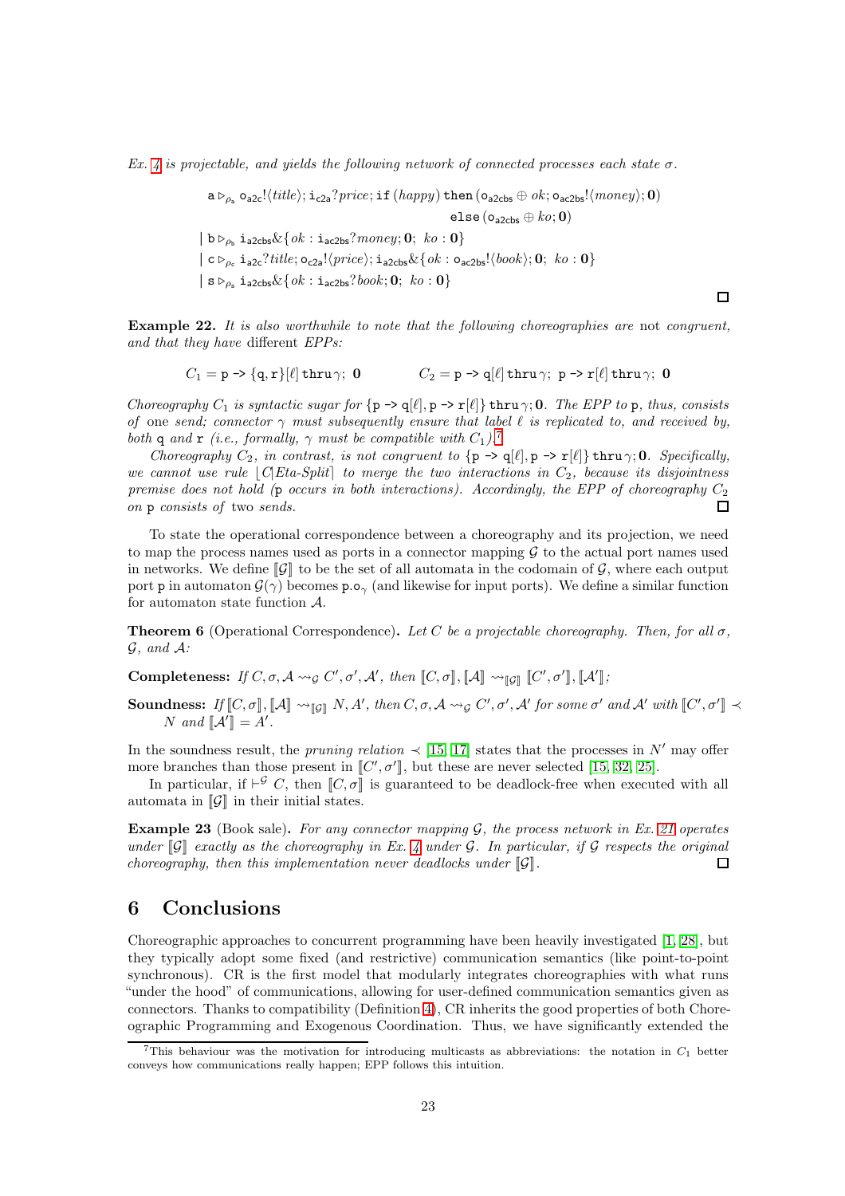*Ex. 4 is projectable, and yields the following network of connected processes each state σ.*

$$
\begin{array}{l}
\mathtt{a} \triangleright_{\rho_\mathsf{a}} \mathtt{o_{a2c}}!\langle \mathit{title}\rangle; \mathtt{i_{c2a}}?\mathit{price}; \mathtt{if}\ (\mathit{happy})\ \mathtt{then}\ (\mathtt{o_{a2cbs}} \oplus \mathit{ok}; \mathtt{o_{ac2bs}}!\langle \mathit{money}\rangle; \mathbf{0}) \\
\qquad\qquad\qquad\qquad\qquad\qquad\qquad\qquad\quad \mathtt{else}\ (\mathtt{o_{a2cbs}} \oplus \mathit{ko}; \mathbf{0}) \\
\mid\ \mathtt{b} \triangleright_{\rho_\mathsf{b}} \mathtt{i_{a2cbs}} \& \{ \mathit{ok} : \mathtt{i_{ac2bs}}?\mathit{money}; \mathbf{0};\ \ \mathit{ko} : \mathbf{0} \} \\
\mid\ \mathtt{c} \triangleright_{\rho_\mathsf{c}} \mathtt{i_{a2c}}?\mathit{title}; \mathtt{o_{c2a}}!\langle \mathit{price}\rangle; \mathtt{i_{a2cbs}} \& \{ \mathit{ok} : \mathtt{o_{ac2bs}}!\langle \mathit{book}\rangle; \mathbf{0};\ \ \mathit{ko} : \mathbf{0} \} \\
\mid\ \mathtt{s} \triangleright_{\rho_\mathsf{s}} \mathtt{i_{a2cbs}} \& \{ \mathit{ok} : \mathtt{i_{ac2bs}}?\mathit{book}; \mathbf{0};\ \ \mathit{ko} : \mathbf{0} \}
\end{array}
$$

□

**Example 22.** *It is also worthwhile to note that the following choreographies are* not *congruent, and that they have* different *EPPs:*

$$C_1 = \mathtt{p} \texttt{ -> } \{\mathtt{q}, \mathtt{r}\}[\ell]\ \mathtt{thru}\ \gamma;\ \mathbf{0} \qquad\qquad C_2 = \mathtt{p} \texttt{ -> } \mathtt{q}[\ell]\ \mathtt{thru}\ \gamma;\ \mathtt{p} \texttt{ -> } \mathtt{r}[\ell]\ \mathtt{thru}\ \gamma;\ \mathbf{0}$$

*Choreography $C_1$ is syntactic sugar for $\{\mathtt{p} \texttt{ -> } \mathtt{q}[\ell], \mathtt{p} \texttt{ -> } \mathtt{r}[\ell]\}\ \mathtt{thru}\ \gamma; \mathbf{0}$. The EPP to* p*, thus, consists of* one *send; connector γ must subsequently ensure that label ℓ is replicated to, and received by, both* q *and* r *(i.e., formally, γ must be compatible with $C_1$).*[7]

*Choreography $C_2$, in contrast, is not congruent to $\{\mathtt{p} \texttt{ -> } \mathtt{q}[\ell], \mathtt{p} \texttt{ -> } \mathtt{r}[\ell]\}\ \mathtt{thru}\ \gamma; \mathbf{0}$. Specifically, we cannot use rule* ⌊C|Eta-Split⌉ *to merge the two interactions in $C_2$, because its disjointness premise does not hold (*p *occurs in both interactions). Accordingly, the EPP of choreography $C_2$ on* p *consists of* two *sends.* □

To state the operational correspondence between a choreography and its projection, we need to map the process names used as ports in a connector mapping $\mathcal{G}$ to the actual port names used in networks. We define $[\![\mathcal{G}]\!]$ to be the set of all automata in the codomain of $\mathcal{G}$, where each output port p in automaton $\mathcal{G}(\gamma)$ becomes $\mathtt{p.o}_\gamma$ (and likewise for input ports). We define a similar function for automaton state function $\mathcal{A}$.

**Theorem 6** (Operational Correspondence)**.** *Let $C$ be a projectable choreography. Then, for all σ, $\mathcal{G}$, and $\mathcal{A}$:*

**Completeness:** *If $C, \sigma, \mathcal{A} \rightsquigarrow_{\mathcal{G}} C', \sigma', \mathcal{A}'$, then $[\![C, \sigma]\!], [\![\mathcal{A}]\!] \rightsquigarrow_{[\![\mathcal{G}]\!]} [\![C', \sigma']\!], [\![\mathcal{A}']\!]$;*

**Soundness:** *If $[\![C, \sigma]\!], [\![\mathcal{A}]\!] \rightsquigarrow_{[\![\mathcal{G}]\!]} N, A'$, then $C, \sigma, \mathcal{A} \rightsquigarrow_{\mathcal{G}} C', \sigma', \mathcal{A}'$ for some σ′ and $\mathcal{A}'$ with $[\![C', \sigma']\!] \prec N$ and $[\![\mathcal{A}']\!] = A'$.*

In the soundness result, the *pruning relation* ≺ [15, 17] states that the processes in $N'$ may offer more branches than those present in $[\![C', \sigma']\!]$, but these are never selected [15, 32, 25].

In particular, if $\vdash^{\mathcal{G}} C$, then $[\![C, \sigma]\!]$ is guaranteed to be deadlock-free when executed with all automata in $[\![\mathcal{G}]\!]$ in their initial states.

**Example 23** (Book sale)**.** *For any connector mapping $\mathcal{G}$, the process network in Ex. 21 operates under $[\![\mathcal{G}]\!]$ exactly as the choreography in Ex. 4 under $\mathcal{G}$. In particular, if $\mathcal{G}$ respects the original choreography, then this implementation never deadlocks under $[\![\mathcal{G}]\!]$.* □

## 6 Conclusions

Choreographic approaches to concurrent programming have been heavily investigated [1, 28], but they typically adopt some fixed (and restrictive) communication semantics (like point-to-point synchronous). CR is the first model that modularly integrates choreographies with what runs "under the hood" of communications, allowing for user-defined communication semantics given as connectors. Thanks to compatibility (Definition 4), CR inherits the good properties of both Choreographic Programming and Exogenous Coordination. Thus, we have significantly extended the

[7] This behaviour was the motivation for introducing multicasts as abbreviations: the notation in $C_1$ better conveys how communications really happen; EPP follows this intuition.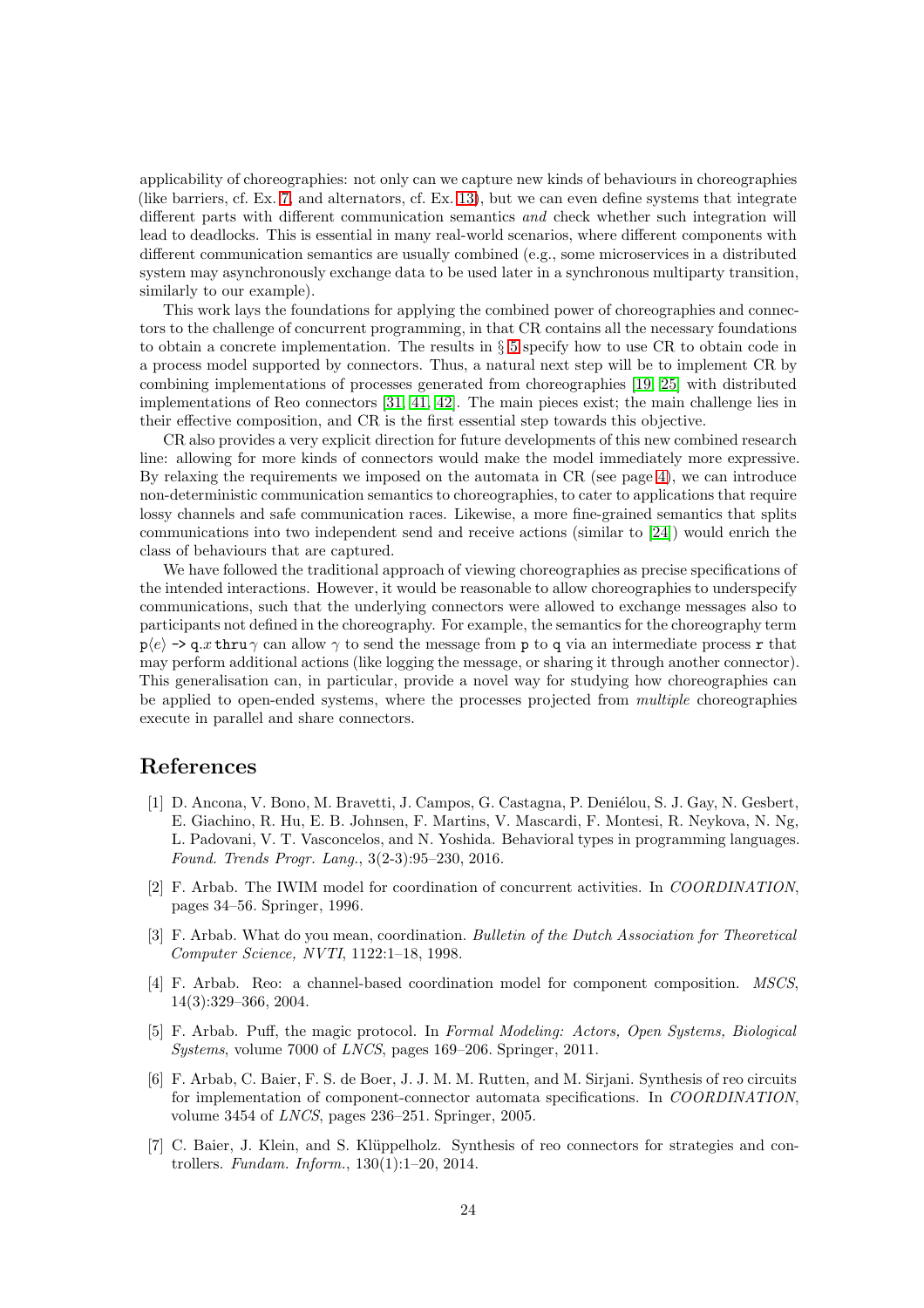applicability of choreographies: not only can we capture new kinds of behaviours in choreographies (like barriers, cf. Ex. 7, and alternators, cf. Ex. 13), but we can even define systems that integrate different parts with different communication semantics *and* check whether such integration will lead to deadlocks. This is essential in many real-world scenarios, where different components with different communication semantics are usually combined (e.g., some microservices in a distributed system may asynchronously exchange data to be used later in a synchronous multiparty transition, similarly to our example).

This work lays the foundations for applying the combined power of choreographies and connectors to the challenge of concurrent programming, in that CR contains all the necessary foundations to obtain a concrete implementation. The results in § 5 specify how to use CR to obtain code in a process model supported by connectors. Thus, a natural next step will be to implement CR by combining implementations of processes generated from choreographies [19, 25] with distributed implementations of Reo connectors [31, 41, 42]. The main pieces exist; the main challenge lies in their effective composition, and CR is the first essential step towards this objective.

CR also provides a very explicit direction for future developments of this new combined research line: allowing for more kinds of connectors would make the model immediately more expressive. By relaxing the requirements we imposed on the automata in CR (see page 4), we can introduce non-deterministic communication semantics to choreographies, to cater to applications that require lossy channels and safe communication races. Likewise, a more fine-grained semantics that splits communications into two independent send and receive actions (similar to [24]) would enrich the class of behaviours that are captured.

We have followed the traditional approach of viewing choreographies as precise specifications of the intended interactions. However, it would be reasonable to allow choreographies to underspecify communications, such that the underlying connectors were allowed to exchange messages also to participants not defined in the choreography. For example, the semantics for the choreography term $\mathtt{p}\langle e\rangle$ `->` $\mathtt{q}.x$ `thru` $\gamma$ can allow $\gamma$ to send the message from `p` to `q` via an intermediate process `r` that may perform additional actions (like logging the message, or sharing it through another connector). This generalisation can, in particular, provide a novel way for studying how choreographies can be applied to open-ended systems, where the processes projected from *multiple* choreographies execute in parallel and share connectors.

## References

[1] D. Ancona, V. Bono, M. Bravetti, J. Campos, G. Castagna, P. Deniélou, S. J. Gay, N. Gesbert, E. Giachino, R. Hu, E. B. Johnsen, F. Martins, V. Mascardi, F. Montesi, R. Neykova, N. Ng, L. Padovani, V. T. Vasconcelos, and N. Yoshida. Behavioral types in programming languages. *Found. Trends Progr. Lang.*, 3(2-3):95–230, 2016.

[2] F. Arbab. The IWIM model for coordination of concurrent activities. In *COORDINATION*, pages 34–56. Springer, 1996.

[3] F. Arbab. What do you mean, coordination. *Bulletin of the Dutch Association for Theoretical Computer Science, NVTI*, 1122:1–18, 1998.

[4] F. Arbab. Reo: a channel-based coordination model for component composition. *MSCS*, 14(3):329–366, 2004.

[5] F. Arbab. Puff, the magic protocol. In *Formal Modeling: Actors, Open Systems, Biological Systems*, volume 7000 of *LNCS*, pages 169–206. Springer, 2011.

[6] F. Arbab, C. Baier, F. S. de Boer, J. J. M. M. Rutten, and M. Sirjani. Synthesis of reo circuits for implementation of component-connector automata specifications. In *COORDINATION*, volume 3454 of *LNCS*, pages 236–251. Springer, 2005.

[7] C. Baier, J. Klein, and S. Klüppelholz. Synthesis of reo connectors for strategies and controllers. *Fundam. Inform.*, 130(1):1–20, 2014.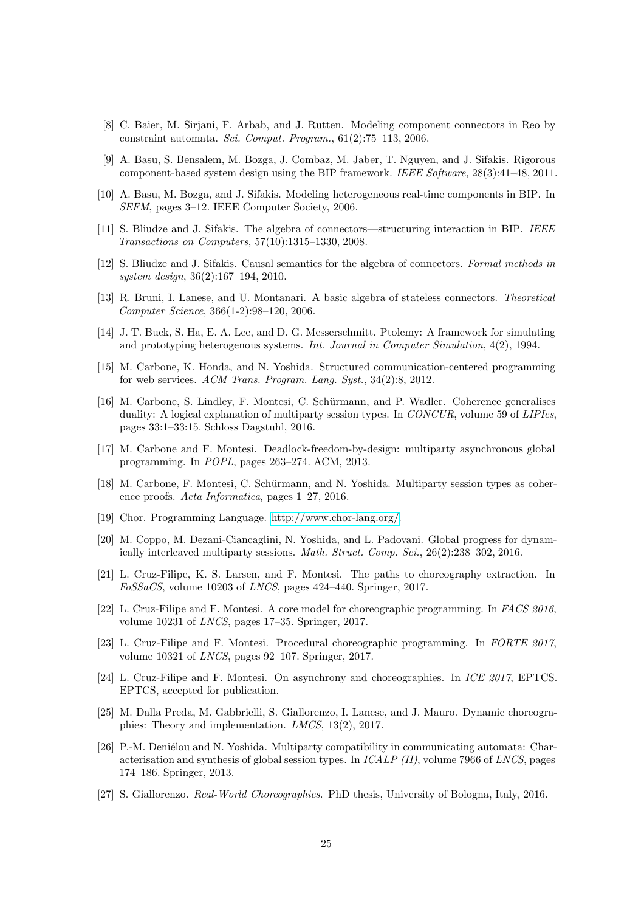[8] C. Baier, M. Sirjani, F. Arbab, and J. Rutten. Modeling component connectors in Reo by constraint automata. *Sci. Comput. Program.*, 61(2):75–113, 2006.

[9] A. Basu, S. Bensalem, M. Bozga, J. Combaz, M. Jaber, T. Nguyen, and J. Sifakis. Rigorous component-based system design using the BIP framework. *IEEE Software*, 28(3):41–48, 2011.

[10] A. Basu, M. Bozga, and J. Sifakis. Modeling heterogeneous real-time components in BIP. In *SEFM*, pages 3–12. IEEE Computer Society, 2006.

[11] S. Bliudze and J. Sifakis. The algebra of connectors—structuring interaction in BIP. *IEEE Transactions on Computers*, 57(10):1315–1330, 2008.

[12] S. Bliudze and J. Sifakis. Causal semantics for the algebra of connectors. *Formal methods in system design*, 36(2):167–194, 2010.

[13] R. Bruni, I. Lanese, and U. Montanari. A basic algebra of stateless connectors. *Theoretical Computer Science*, 366(1-2):98–120, 2006.

[14] J. T. Buck, S. Ha, E. A. Lee, and D. G. Messerschmitt. Ptolemy: A framework for simulating and prototyping heterogenous systems. *Int. Journal in Computer Simulation*, 4(2), 1994.

[15] M. Carbone, K. Honda, and N. Yoshida. Structured communication-centered programming for web services. *ACM Trans. Program. Lang. Syst.*, 34(2):8, 2012.

[16] M. Carbone, S. Lindley, F. Montesi, C. Schürmann, and P. Wadler. Coherence generalises duality: A logical explanation of multiparty session types. In *CONCUR*, volume 59 of *LIPIcs*, pages 33:1–33:15. Schloss Dagstuhl, 2016.

[17] M. Carbone and F. Montesi. Deadlock-freedom-by-design: multiparty asynchronous global programming. In *POPL*, pages 263–274. ACM, 2013.

[18] M. Carbone, F. Montesi, C. Schürmann, and N. Yoshida. Multiparty session types as coherence proofs. *Acta Informatica*, pages 1–27, 2016.

[19] Chor. Programming Language. http://www.chor-lang.org/

[20] M. Coppo, M. Dezani-Ciancaglini, N. Yoshida, and L. Padovani. Global progress for dynamically interleaved multiparty sessions. *Math. Struct. Comp. Sci.*, 26(2):238–302, 2016.

[21] L. Cruz-Filipe, K. S. Larsen, and F. Montesi. The paths to choreography extraction. In *FoSSaCS*, volume 10203 of *LNCS*, pages 424–440. Springer, 2017.

[22] L. Cruz-Filipe and F. Montesi. A core model for choreographic programming. In *FACS 2016*, volume 10231 of *LNCS*, pages 17–35. Springer, 2017.

[23] L. Cruz-Filipe and F. Montesi. Procedural choreographic programming. In *FORTE 2017*, volume 10321 of *LNCS*, pages 92–107. Springer, 2017.

[24] L. Cruz-Filipe and F. Montesi. On asynchrony and choreographies. In *ICE 2017*, EPTCS. EPTCS, accepted for publication.

[25] M. Dalla Preda, M. Gabbrielli, S. Giallorenzo, I. Lanese, and J. Mauro. Dynamic choreographies: Theory and implementation. *LMCS*, 13(2), 2017.

[26] P.-M. Deniélou and N. Yoshida. Multiparty compatibility in communicating automata: Characterisation and synthesis of global session types. In *ICALP (II)*, volume 7966 of *LNCS*, pages 174–186. Springer, 2013.

[27] S. Giallorenzo. *Real-World Choreographies.* PhD thesis, University of Bologna, Italy, 2016.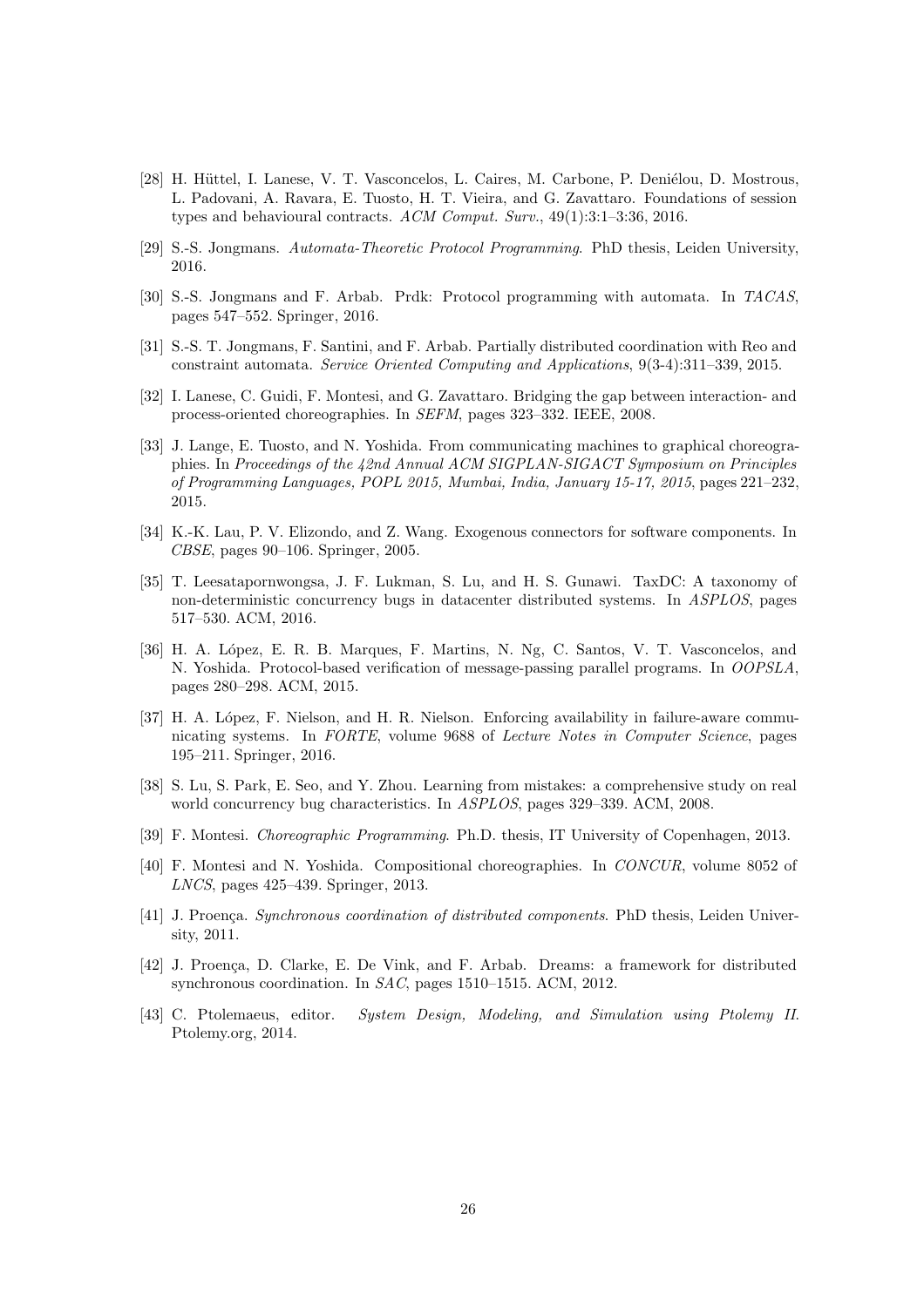[28] H. Hüttel, I. Lanese, V. T. Vasconcelos, L. Caires, M. Carbone, P. Deniélou, D. Mostrous, L. Padovani, A. Ravara, E. Tuosto, H. T. Vieira, and G. Zavattaro. Foundations of session types and behavioural contracts. *ACM Comput. Surv.*, 49(1):3:1–3:36, 2016.

[29] S.-S. Jongmans. *Automata-Theoretic Protocol Programming*. PhD thesis, Leiden University, 2016.

[30] S.-S. Jongmans and F. Arbab. Prdk: Protocol programming with automata. In *TACAS*, pages 547–552. Springer, 2016.

[31] S.-S. T. Jongmans, F. Santini, and F. Arbab. Partially distributed coordination with Reo and constraint automata. *Service Oriented Computing and Applications*, 9(3-4):311–339, 2015.

[32] I. Lanese, C. Guidi, F. Montesi, and G. Zavattaro. Bridging the gap between interaction- and process-oriented choreographies. In *SEFM*, pages 323–332. IEEE, 2008.

[33] J. Lange, E. Tuosto, and N. Yoshida. From communicating machines to graphical choreographies. In *Proceedings of the 42nd Annual ACM SIGPLAN-SIGACT Symposium on Principles of Programming Languages, POPL 2015, Mumbai, India, January 15-17, 2015*, pages 221–232, 2015.

[34] K.-K. Lau, P. V. Elizondo, and Z. Wang. Exogenous connectors for software components. In *CBSE*, pages 90–106. Springer, 2005.

[35] T. Leesatapornwongsa, J. F. Lukman, S. Lu, and H. S. Gunawi. TaxDC: A taxonomy of non-deterministic concurrency bugs in datacenter distributed systems. In *ASPLOS*, pages 517–530. ACM, 2016.

[36] H. A. López, E. R. B. Marques, F. Martins, N. Ng, C. Santos, V. T. Vasconcelos, and N. Yoshida. Protocol-based verification of message-passing parallel programs. In *OOPSLA*, pages 280–298. ACM, 2015.

[37] H. A. López, F. Nielson, and H. R. Nielson. Enforcing availability in failure-aware communicating systems. In *FORTE*, volume 9688 of *Lecture Notes in Computer Science*, pages 195–211. Springer, 2016.

[38] S. Lu, S. Park, E. Seo, and Y. Zhou. Learning from mistakes: a comprehensive study on real world concurrency bug characteristics. In *ASPLOS*, pages 329–339. ACM, 2008.

[39] F. Montesi. *Choreographic Programming*. Ph.D. thesis, IT University of Copenhagen, 2013.

[40] F. Montesi and N. Yoshida. Compositional choreographies. In *CONCUR*, volume 8052 of *LNCS*, pages 425–439. Springer, 2013.

[41] J. Proença. *Synchronous coordination of distributed components*. PhD thesis, Leiden University, 2011.

[42] J. Proença, D. Clarke, E. De Vink, and F. Arbab. Dreams: a framework for distributed synchronous coordination. In *SAC*, pages 1510–1515. ACM, 2012.

[43] C. Ptolemaeus, editor. *System Design, Modeling, and Simulation using Ptolemy II*. Ptolemy.org, 2014.